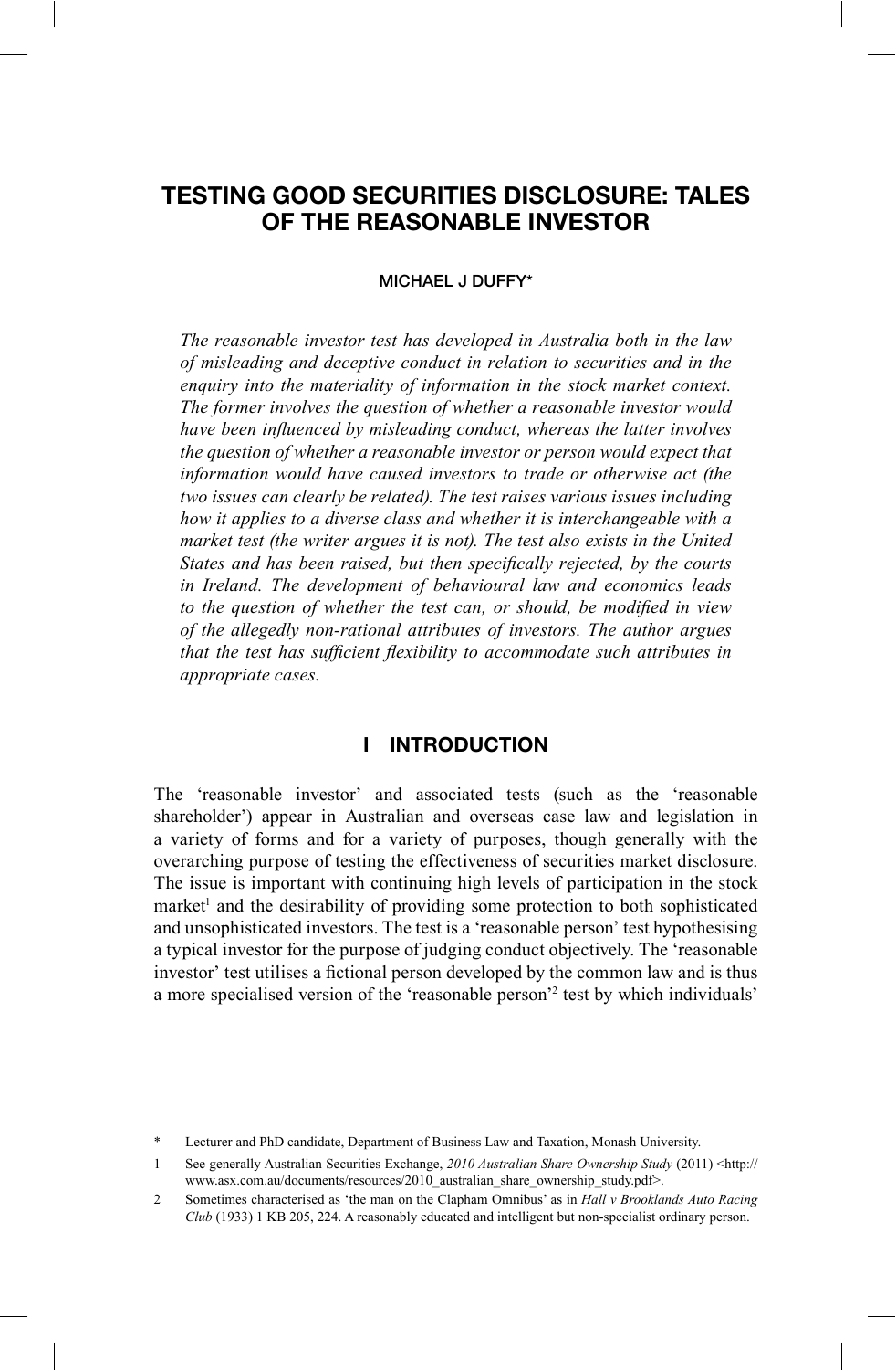# TESTING GOOD SECURITIES DISCLOSURE: TALES OF THE REASONABLE INVESTOR

MICHAEL J DUFFY*

*The reasonable investor test has developed in Australia both in the law of misleading and deceptive conduct in relation to securities and in the enquiry into the materiality of information in the stock market context. The former involves the question of whether a reasonable investor would have been influenced by misleading conduct, whereas the latter involves the question of whether a reasonable investor or person would expect that information would have caused investors to trade or otherwise act (the two issues can clearly be related). The test raises various issues including how it applies to a diverse class and whether it is interchangeable with a market test (the writer argues it is not). The test also exists in the United States and has been raised, but then specifically rejected, by the courts in Ireland. The development of behavioural law and economics leads to the question of whether the test can, or should, be modified in view of the allegedly non-rational attributes of investors. The author argues that the test has sufficient flexibility to accommodate such attributes in appropriate cases.*

## I INTRODUCTION

The 'reasonable investor' and associated tests (such as the 'reasonable shareholder') appear in Australian and overseas case law and legislation in a variety of forms and for a variety of purposes, though generally with the overarching purpose of testing the effectiveness of securities market disclosure. The issue is important with continuing high levels of participation in the stock market[1] and the desirability of providing some protection to both sophisticated and unsophisticated investors. The test is a 'reasonable person' test hypothesising a typical investor for the purpose of judging conduct objectively. The 'reasonable investor' test utilises a fictional person developed by the common law and is thus a more specialised version of the 'reasonable person'[2] test by which individuals'

---

\* Lecturer and PhD candidate, Department of Business Law and Taxation, Monash University.

1 See generally Australian Securities Exchange, *2010 Australian Share Ownership Study* (2011) <http://www.asx.com.au/documents/resources/2010_australian_share_ownership_study.pdf>.

2 Sometimes characterised as 'the man on the Clapham Omnibus' as in *Hall v Brooklands Auto Racing Club* (1933) 1 KB 205, 224. A reasonably educated and intelligent but non-specialist ordinary person.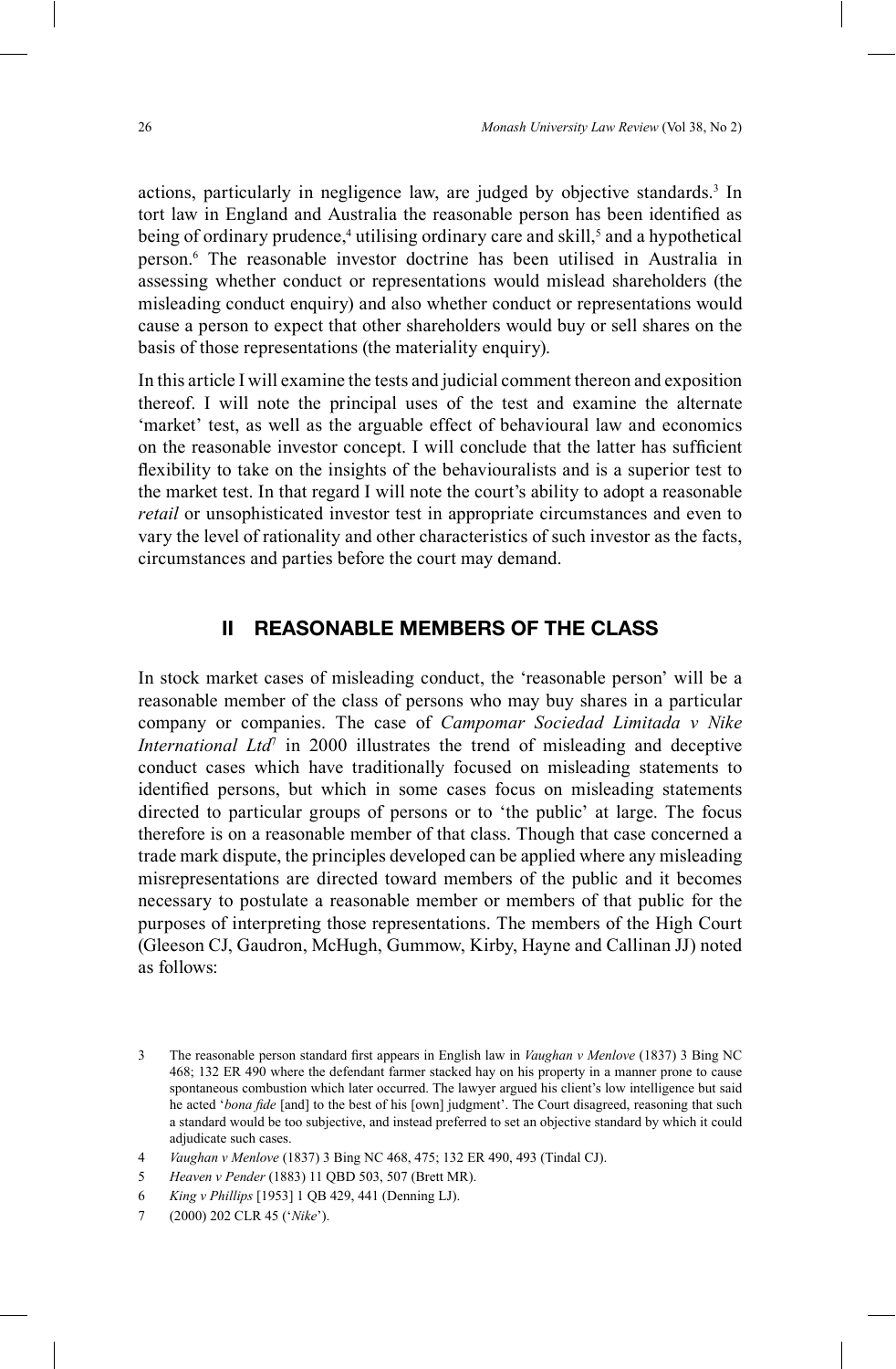actions, particularly in negligence law, are judged by objective standards.[3] In tort law in England and Australia the reasonable person has been identified as being of ordinary prudence,[4] utilising ordinary care and skill,[5] and a hypothetical person.[6] The reasonable investor doctrine has been utilised in Australia in assessing whether conduct or representations would mislead shareholders (the misleading conduct enquiry) and also whether conduct or representations would cause a person to expect that other shareholders would buy or sell shares on the basis of those representations (the materiality enquiry).

In this article I will examine the tests and judicial comment thereon and exposition thereof. I will note the principal uses of the test and examine the alternate 'market' test, as well as the arguable effect of behavioural law and economics on the reasonable investor concept. I will conclude that the latter has sufficient flexibility to take on the insights of the behaviouralists and is a superior test to the market test. In that regard I will note the court's ability to adopt a reasonable *retail* or unsophisticated investor test in appropriate circumstances and even to vary the level of rationality and other characteristics of such investor as the facts, circumstances and parties before the court may demand.

## II REASONABLE MEMBERS OF THE CLASS

In stock market cases of misleading conduct, the 'reasonable person' will be a reasonable member of the class of persons who may buy shares in a particular company or companies. The case of *Campomar Sociedad Limitada v Nike International Ltd*[7] in 2000 illustrates the trend of misleading and deceptive conduct cases which have traditionally focused on misleading statements to identified persons, but which in some cases focus on misleading statements directed to particular groups of persons or to 'the public' at large. The focus therefore is on a reasonable member of that class. Though that case concerned a trade mark dispute, the principles developed can be applied where any misleading misrepresentations are directed toward members of the public and it becomes necessary to postulate a reasonable member or members of that public for the purposes of interpreting those representations. The members of the High Court (Gleeson CJ, Gaudron, McHugh, Gummow, Kirby, Hayne and Callinan JJ) noted as follows:

---

3 The reasonable person standard first appears in English law in *Vaughan v Menlove* (1837) 3 Bing NC 468; 132 ER 490 where the defendant farmer stacked hay on his property in a manner prone to cause spontaneous combustion which later occurred. The lawyer argued his client's low intelligence but said he acted '*bona fide* [and] to the best of his [own] judgment'. The Court disagreed, reasoning that such a standard would be too subjective, and instead preferred to set an objective standard by which it could adjudicate such cases.

4 *Vaughan v Menlove* (1837) 3 Bing NC 468, 475; 132 ER 490, 493 (Tindal CJ).

5 *Heaven v Pender* (1883) 11 QBD 503, 507 (Brett MR).

6 *King v Phillips* [1953] 1 QB 429, 441 (Denning LJ).

7 (2000) 202 CLR 45 ('*Nike*').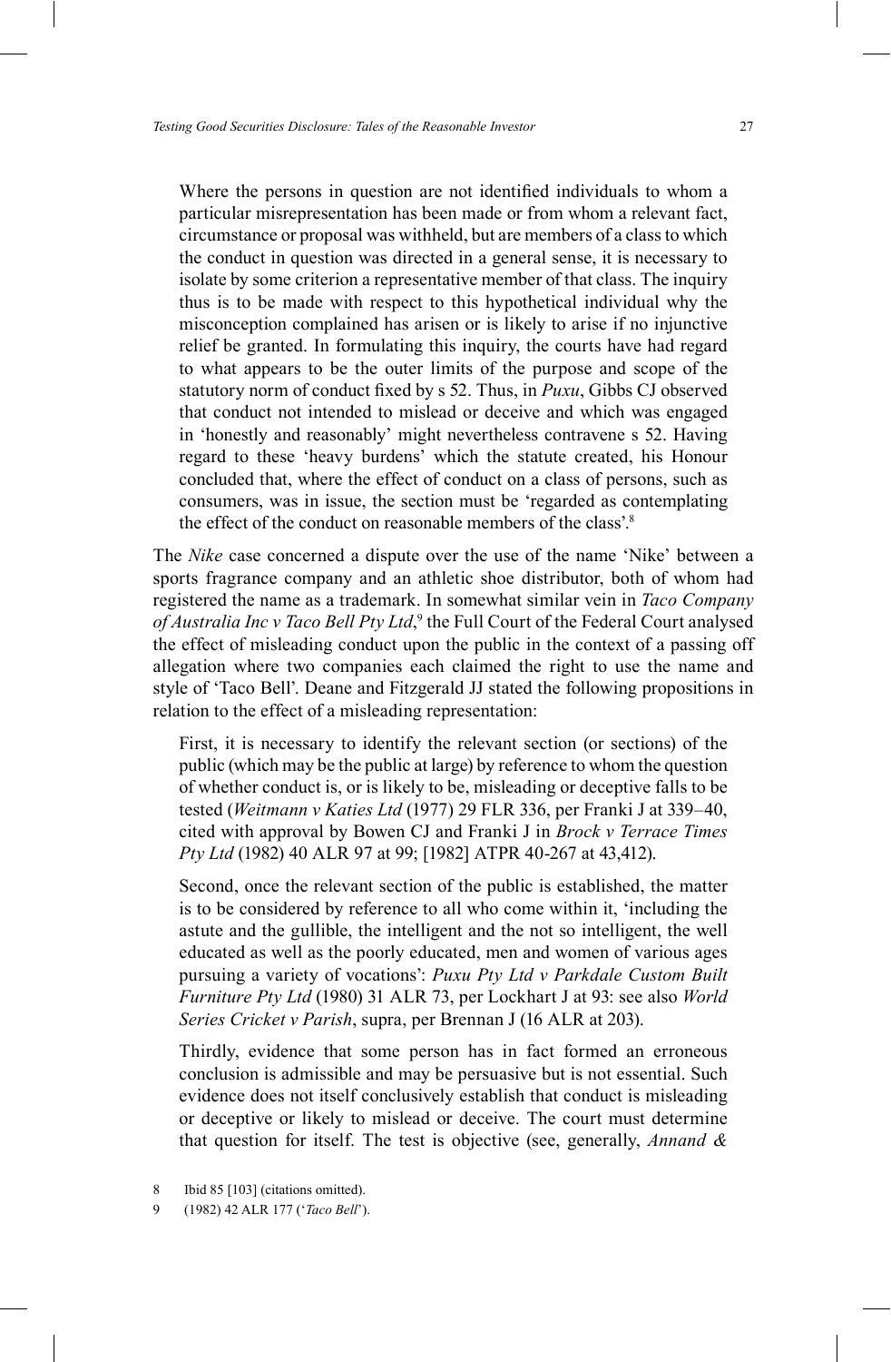> Where the persons in question are not identified individuals to whom a particular misrepresentation has been made or from whom a relevant fact, circumstance or proposal was withheld, but are members of a class to which the conduct in question was directed in a general sense, it is necessary to isolate by some criterion a representative member of that class. The inquiry thus is to be made with respect to this hypothetical individual why the misconception complained has arisen or is likely to arise if no injunctive relief be granted. In formulating this inquiry, the courts have had regard to what appears to be the outer limits of the purpose and scope of the statutory norm of conduct fixed by s 52. Thus, in *Puxu*, Gibbs CJ observed that conduct not intended to mislead or deceive and which was engaged in 'honestly and reasonably' might nevertheless contravene s 52. Having regard to these 'heavy burdens' which the statute created, his Honour concluded that, where the effect of conduct on a class of persons, such as consumers, was in issue, the section must be 'regarded as contemplating the effect of the conduct on reasonable members of the class'.[8]

The *Nike* case concerned a dispute over the use of the name 'Nike' between a sports fragrance company and an athletic shoe distributor, both of whom had registered the name as a trademark. In somewhat similar vein in *Taco Company of Australia Inc v Taco Bell Pty Ltd*,[9] the Full Court of the Federal Court analysed the effect of misleading conduct upon the public in the context of a passing off allegation where two companies each claimed the right to use the name and style of 'Taco Bell'. Deane and Fitzgerald JJ stated the following propositions in relation to the effect of a misleading representation:

> First, it is necessary to identify the relevant section (or sections) of the public (which may be the public at large) by reference to whom the question of whether conduct is, or is likely to be, misleading or deceptive falls to be tested (*Weitmann v Katies Ltd* (1977) 29 FLR 336, per Franki J at 339–40, cited with approval by Bowen CJ and Franki J in *Brock v Terrace Times Pty Ltd* (1982) 40 ALR 97 at 99; [1982] ATPR 40-267 at 43,412).
>
> Second, once the relevant section of the public is established, the matter is to be considered by reference to all who come within it, 'including the astute and the gullible, the intelligent and the not so intelligent, the well educated as well as the poorly educated, men and women of various ages pursuing a variety of vocations': *Puxu Pty Ltd v Parkdale Custom Built Furniture Pty Ltd* (1980) 31 ALR 73, per Lockhart J at 93: see also *World Series Cricket v Parish*, supra, per Brennan J (16 ALR at 203).
>
> Thirdly, evidence that some person has in fact formed an erroneous conclusion is admissible and may be persuasive but is not essential. Such evidence does not itself conclusively establish that conduct is misleading or deceptive or likely to mislead or deceive. The court must determine that question for itself. The test is objective (see, generally, *Annand &*

---

8 Ibid 85 [103] (citations omitted).

9 (1982) 42 ALR 177 ('*Taco Bell*').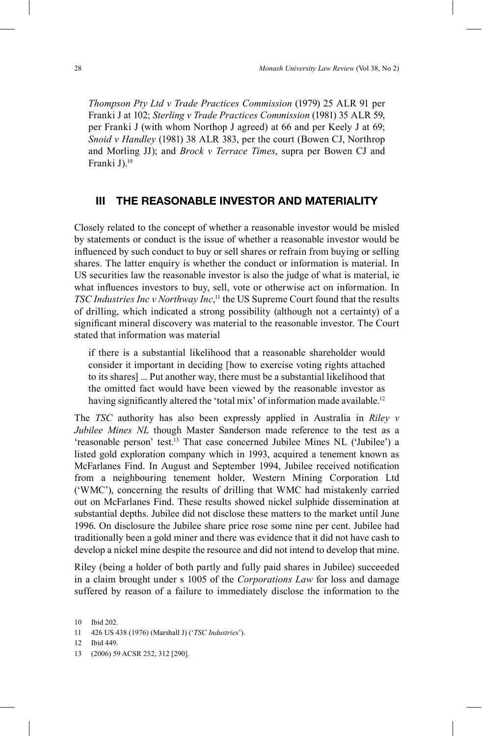*Thompson Pty Ltd v Trade Practices Commission* (1979) 25 ALR 91 per Franki J at 102; *Sterling v Trade Practices Commission* (1981) 35 ALR 59, per Franki J (with whom Northop J agreed) at 66 and per Keely J at 69; *Snoid v Handley* (1981) 38 ALR 383, per the court (Bowen CJ, Northrop and Morling JJ); and *Brock v Terrace Times*, supra per Bowen CJ and Franki J).[10]

## III THE REASONABLE INVESTOR AND MATERIALITY

Closely related to the concept of whether a reasonable investor would be misled by statements or conduct is the issue of whether a reasonable investor would be influenced by such conduct to buy or sell shares or refrain from buying or selling shares. The latter enquiry is whether the conduct or information is material. In US securities law the reasonable investor is also the judge of what is material, ie what influences investors to buy, sell, vote or otherwise act on information. In *TSC Industries Inc v Northway Inc*,[11] the US Supreme Court found that the results of drilling, which indicated a strong possibility (although not a certainty) of a significant mineral discovery was material to the reasonable investor. The Court stated that information was material

> if there is a substantial likelihood that a reasonable shareholder would consider it important in deciding [how to exercise voting rights attached to its shares] ... Put another way, there must be a substantial likelihood that the omitted fact would have been viewed by the reasonable investor as having significantly altered the 'total mix' of information made available.[12]

The *TSC* authority has also been expressly applied in Australia in *Riley v Jubilee Mines NL* though Master Sanderson made reference to the test as a 'reasonable person' test.[13] That case concerned Jubilee Mines NL ('Jubilee') a listed gold exploration company which in 1993, acquired a tenement known as McFarlanes Find. In August and September 1994, Jubilee received notification from a neighbouring tenement holder, Western Mining Corporation Ltd ('WMC'), concerning the results of drilling that WMC had mistakenly carried out on McFarlanes Find. These results showed nickel sulphide dissemination at substantial depths. Jubilee did not disclose these matters to the market until June 1996. On disclosure the Jubilee share price rose some nine per cent. Jubilee had traditionally been a gold miner and there was evidence that it did not have cash to develop a nickel mine despite the resource and did not intend to develop that mine.

Riley (being a holder of both partly and fully paid shares in Jubilee) succeeded in a claim brought under s 1005 of the *Corporations Law* for loss and damage suffered by reason of a failure to immediately disclose the information to the

10 Ibid 202.

11 426 US 438 (1976) (Marshall J) ('*TSC Industries*').

12 Ibid 449.

13 (2006) 59 ACSR 252, 312 [290].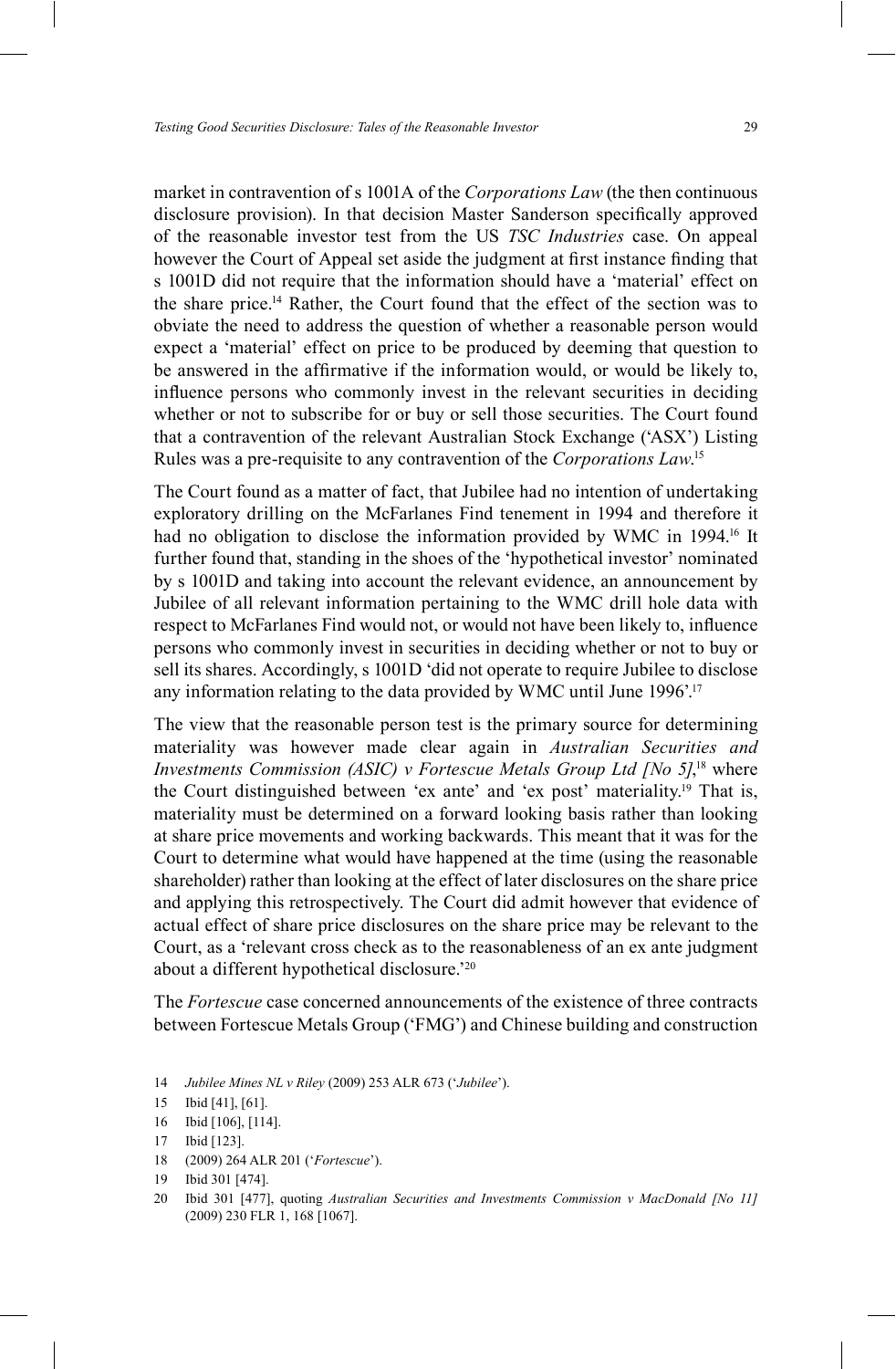market in contravention of s 1001A of the *Corporations Law* (the then continuous disclosure provision). In that decision Master Sanderson specifically approved of the reasonable investor test from the US *TSC Industries* case. On appeal however the Court of Appeal set aside the judgment at first instance finding that s 1001D did not require that the information should have a 'material' effect on the share price.[14] Rather, the Court found that the effect of the section was to obviate the need to address the question of whether a reasonable person would expect a 'material' effect on price to be produced by deeming that question to be answered in the affirmative if the information would, or would be likely to, influence persons who commonly invest in the relevant securities in deciding whether or not to subscribe for or buy or sell those securities. The Court found that a contravention of the relevant Australian Stock Exchange ('ASX') Listing Rules was a pre-requisite to any contravention of the *Corporations Law*.[15]

The Court found as a matter of fact, that Jubilee had no intention of undertaking exploratory drilling on the McFarlanes Find tenement in 1994 and therefore it had no obligation to disclose the information provided by WMC in 1994.[16] It further found that, standing in the shoes of the 'hypothetical investor' nominated by s 1001D and taking into account the relevant evidence, an announcement by Jubilee of all relevant information pertaining to the WMC drill hole data with respect to McFarlanes Find would not, or would not have been likely to, influence persons who commonly invest in securities in deciding whether or not to buy or sell its shares. Accordingly, s 1001D 'did not operate to require Jubilee to disclose any information relating to the data provided by WMC until June 1996'.[17]

The view that the reasonable person test is the primary source for determining materiality was however made clear again in *Australian Securities and Investments Commission (ASIC) v Fortescue Metals Group Ltd [No 5]*,[18] where the Court distinguished between 'ex ante' and 'ex post' materiality.[19] That is, materiality must be determined on a forward looking basis rather than looking at share price movements and working backwards. This meant that it was for the Court to determine what would have happened at the time (using the reasonable shareholder) rather than looking at the effect of later disclosures on the share price and applying this retrospectively. The Court did admit however that evidence of actual effect of share price disclosures on the share price may be relevant to the Court, as a 'relevant cross check as to the reasonableness of an ex ante judgment about a different hypothetical disclosure.'[20]

The *Fortescue* case concerned announcements of the existence of three contracts between Fortescue Metals Group ('FMG') and Chinese building and construction

---

14 *Jubilee Mines NL v Riley* (2009) 253 ALR 673 ('*Jubilee*').

15 Ibid [41], [61].

16 Ibid [106], [114].

17 Ibid [123].

18 (2009) 264 ALR 201 ('*Fortescue*').

19 Ibid 301 [474].

20 Ibid 301 [477], quoting *Australian Securities and Investments Commission v MacDonald [No 11]* (2009) 230 FLR 1, 168 [1067].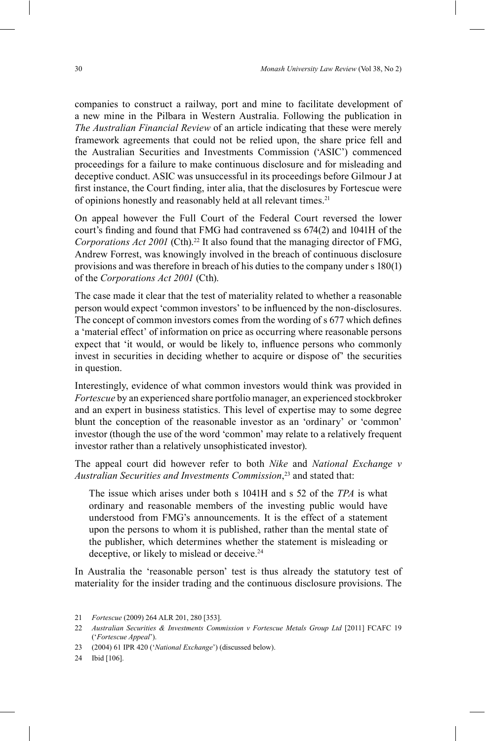companies to construct a railway, port and mine to facilitate development of a new mine in the Pilbara in Western Australia. Following the publication in *The Australian Financial Review* of an article indicating that these were merely framework agreements that could not be relied upon, the share price fell and the Australian Securities and Investments Commission ('ASIC') commenced proceedings for a failure to make continuous disclosure and for misleading and deceptive conduct. ASIC was unsuccessful in its proceedings before Gilmour J at first instance, the Court finding, inter alia, that the disclosures by Fortescue were of opinions honestly and reasonably held at all relevant times.[21]

On appeal however the Full Court of the Federal Court reversed the lower court's finding and found that FMG had contravened ss 674(2) and 1041H of the *Corporations Act 2001* (Cth).[22] It also found that the managing director of FMG, Andrew Forrest, was knowingly involved in the breach of continuous disclosure provisions and was therefore in breach of his duties to the company under s 180(1) of the *Corporations Act 2001* (Cth).

The case made it clear that the test of materiality related to whether a reasonable person would expect 'common investors' to be influenced by the non-disclosures. The concept of common investors comes from the wording of s 677 which defines a 'material effect' of information on price as occurring where reasonable persons expect that 'it would, or would be likely to, influence persons who commonly invest in securities in deciding whether to acquire or dispose of' the securities in question.

Interestingly, evidence of what common investors would think was provided in *Fortescue* by an experienced share portfolio manager, an experienced stockbroker and an expert in business statistics. This level of expertise may to some degree blunt the conception of the reasonable investor as an 'ordinary' or 'common' investor (though the use of the word 'common' may relate to a relatively frequent investor rather than a relatively unsophisticated investor).

The appeal court did however refer to both *Nike* and *National Exchange v Australian Securities and Investments Commission*,[23] and stated that:

> The issue which arises under both s 1041H and s 52 of the *TPA* is what ordinary and reasonable members of the investing public would have understood from FMG's announcements. It is the effect of a statement upon the persons to whom it is published, rather than the mental state of the publisher, which determines whether the statement is misleading or deceptive, or likely to mislead or deceive.[24]

In Australia the 'reasonable person' test is thus already the statutory test of materiality for the insider trading and the continuous disclosure provisions. The

---

21 *Fortescue* (2009) 264 ALR 201, 280 [353].

22 *Australian Securities & Investments Commission v Fortescue Metals Group Ltd* [2011] FCAFC 19 ('*Fortescue Appeal*').

23 (2004) 61 IPR 420 ('*National Exchange*') (discussed below).

24 Ibid [106].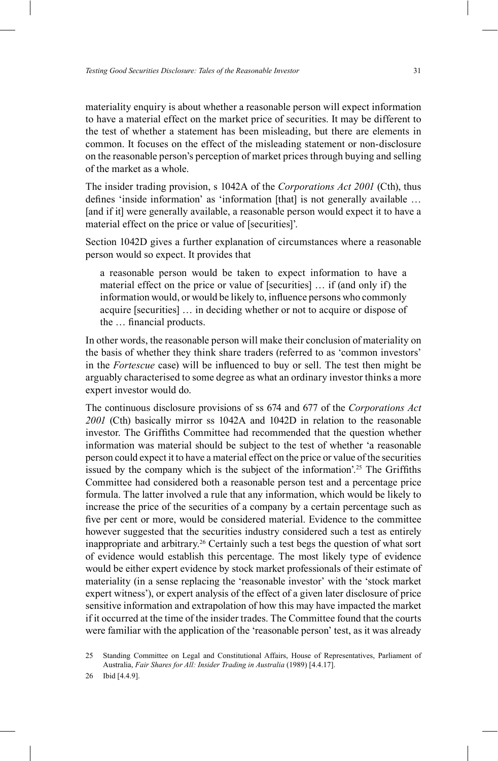materiality enquiry is about whether a reasonable person will expect information to have a material effect on the market price of securities. It may be different to the test of whether a statement has been misleading, but there are elements in common. It focuses on the effect of the misleading statement or non-disclosure on the reasonable person's perception of market prices through buying and selling of the market as a whole.

The insider trading provision, s 1042A of the *Corporations Act 2001* (Cth), thus defines 'inside information' as 'information [that] is not generally available … [and if it] were generally available, a reasonable person would expect it to have a material effect on the price or value of [securities]'.

Section 1042D gives a further explanation of circumstances where a reasonable person would so expect. It provides that

> a reasonable person would be taken to expect information to have a material effect on the price or value of [securities] … if (and only if) the information would, or would be likely to, influence persons who commonly acquire [securities] … in deciding whether or not to acquire or dispose of the … financial products.

In other words, the reasonable person will make their conclusion of materiality on the basis of whether they think share traders (referred to as 'common investors' in the *Fortescue* case) will be influenced to buy or sell. The test then might be arguably characterised to some degree as what an ordinary investor thinks a more expert investor would do.

The continuous disclosure provisions of ss 674 and 677 of the *Corporations Act 2001* (Cth) basically mirror ss 1042A and 1042D in relation to the reasonable investor. The Griffiths Committee had recommended that the question whether information was material should be subject to the test of whether 'a reasonable person could expect it to have a material effect on the price or value of the securities issued by the company which is the subject of the information'.[25] The Griffiths Committee had considered both a reasonable person test and a percentage price formula. The latter involved a rule that any information, which would be likely to increase the price of the securities of a company by a certain percentage such as five per cent or more, would be considered material. Evidence to the committee however suggested that the securities industry considered such a test as entirely inappropriate and arbitrary.[26] Certainly such a test begs the question of what sort of evidence would establish this percentage. The most likely type of evidence would be either expert evidence by stock market professionals of their estimate of materiality (in a sense replacing the 'reasonable investor' with the 'stock market expert witness'), or expert analysis of the effect of a given later disclosure of price sensitive information and extrapolation of how this may have impacted the market if it occurred at the time of the insider trades. The Committee found that the courts were familiar with the application of the 'reasonable person' test, as it was already

25 Standing Committee on Legal and Constitutional Affairs, House of Representatives, Parliament of Australia, *Fair Shares for All: Insider Trading in Australia* (1989) [4.4.17].

26 Ibid [4.4.9].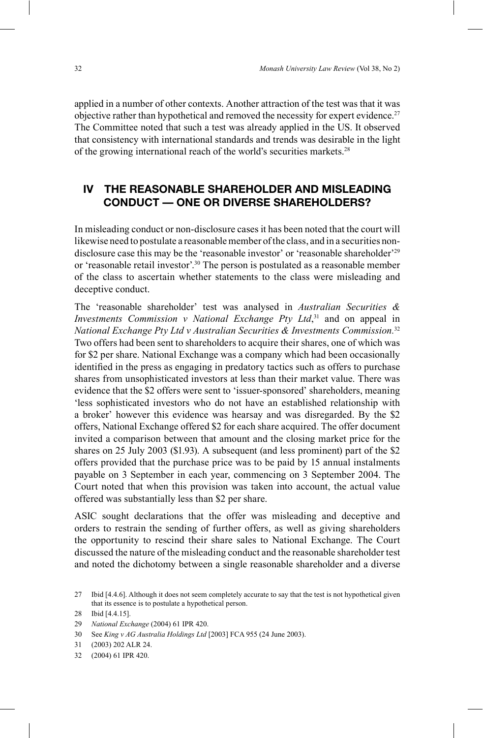applied in a number of other contexts. Another attraction of the test was that it was objective rather than hypothetical and removed the necessity for expert evidence.[27] The Committee noted that such a test was already applied in the US. It observed that consistency with international standards and trends was desirable in the light of the growing international reach of the world's securities markets.[28]

## IV THE REASONABLE SHAREHOLDER AND MISLEADING CONDUCT — ONE OR DIVERSE SHAREHOLDERS?

In misleading conduct or non-disclosure cases it has been noted that the court will likewise need to postulate a reasonable member of the class, and in a securities non-disclosure case this may be the 'reasonable investor' or 'reasonable shareholder'[29] or 'reasonable retail investor'.[30] The person is postulated as a reasonable member of the class to ascertain whether statements to the class were misleading and deceptive conduct.

The 'reasonable shareholder' test was analysed in *Australian Securities & Investments Commission v National Exchange Pty Ltd*,[31] and on appeal in *National Exchange Pty Ltd v Australian Securities & Investments Commission*.[32] Two offers had been sent to shareholders to acquire their shares, one of which was for $2 per share. National Exchange was a company which had been occasionally identified in the press as engaging in predatory tactics such as offers to purchase shares from unsophisticated investors at less than their market value. There was evidence that the $2 offers were sent to 'issuer-sponsored' shareholders, meaning 'less sophisticated investors who do not have an established relationship with a broker' however this evidence was hearsay and was disregarded. By the $2 offers, National Exchange offered $2 for each share acquired. The offer document invited a comparison between that amount and the closing market price for the shares on 25 July 2003 ($1.93). A subsequent (and less prominent) part of the $2 offers provided that the purchase price was to be paid by 15 annual instalments payable on 3 September in each year, commencing on 3 September 2004. The Court noted that when this provision was taken into account, the actual value offered was substantially less than $2 per share.

ASIC sought declarations that the offer was misleading and deceptive and orders to restrain the sending of further offers, as well as giving shareholders the opportunity to rescind their share sales to National Exchange. The Court discussed the nature of the misleading conduct and the reasonable shareholder test and noted the dichotomy between a single reasonable shareholder and a diverse

---

27 Ibid [4.4.6]. Although it does not seem completely accurate to say that the test is not hypothetical given that its essence is to postulate a hypothetical person.

28 Ibid [4.4.15].

29 *National Exchange* (2004) 61 IPR 420.

30 See *King v AG Australia Holdings Ltd* [2003] FCA 955 (24 June 2003).

31 (2003) 202 ALR 24.

32 (2004) 61 IPR 420.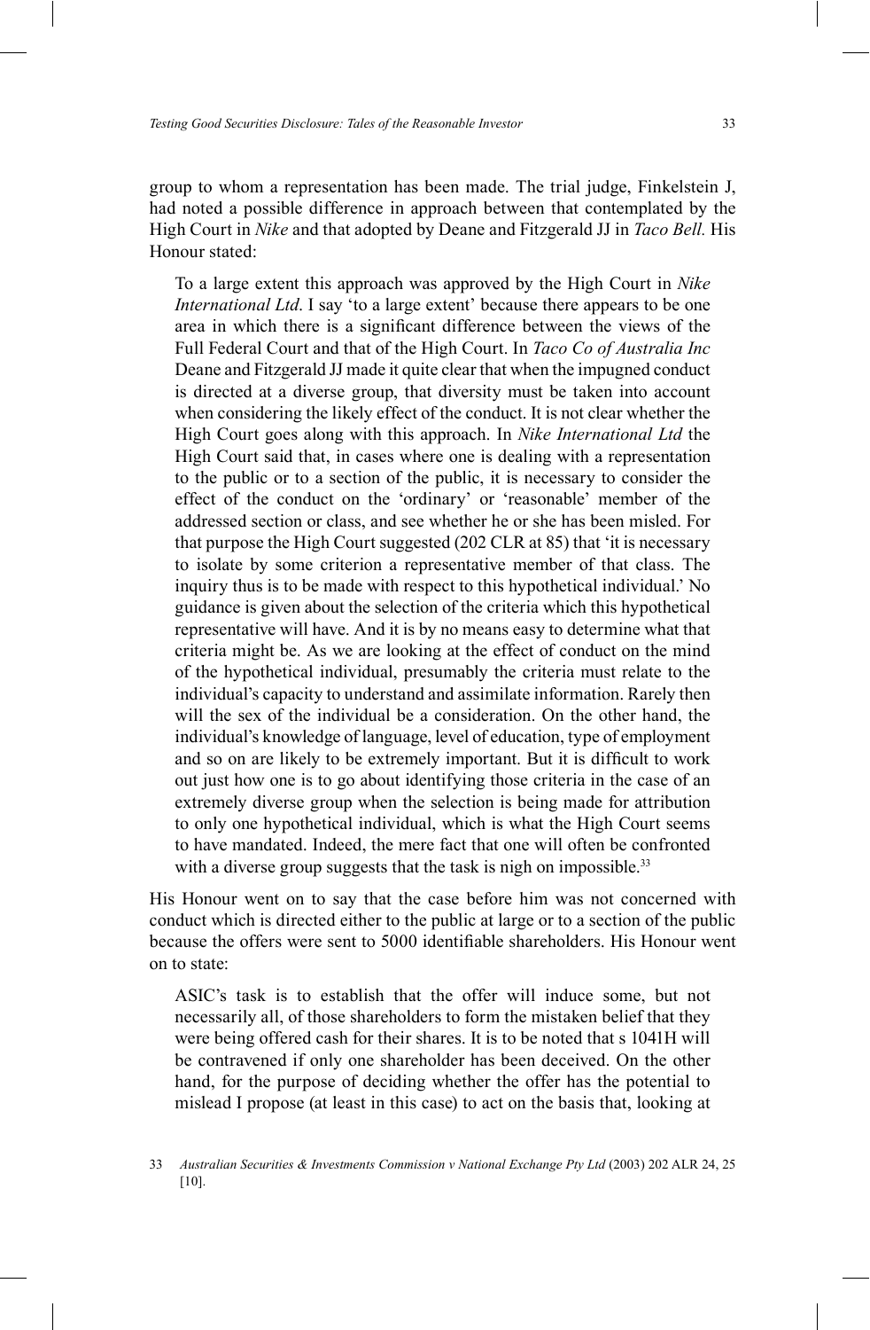group to whom a representation has been made. The trial judge, Finkelstein J, had noted a possible difference in approach between that contemplated by the High Court in *Nike* and that adopted by Deane and Fitzgerald JJ in *Taco Bell.* His Honour stated:

> To a large extent this approach was approved by the High Court in *Nike International Ltd*. I say 'to a large extent' because there appears to be one area in which there is a significant difference between the views of the Full Federal Court and that of the High Court. In *Taco Co of Australia Inc* Deane and Fitzgerald JJ made it quite clear that when the impugned conduct is directed at a diverse group, that diversity must be taken into account when considering the likely effect of the conduct. It is not clear whether the High Court goes along with this approach. In *Nike International Ltd* the High Court said that, in cases where one is dealing with a representation to the public or to a section of the public, it is necessary to consider the effect of the conduct on the 'ordinary' or 'reasonable' member of the addressed section or class, and see whether he or she has been misled. For that purpose the High Court suggested (202 CLR at 85) that 'it is necessary to isolate by some criterion a representative member of that class. The inquiry thus is to be made with respect to this hypothetical individual.' No guidance is given about the selection of the criteria which this hypothetical representative will have. And it is by no means easy to determine what that criteria might be. As we are looking at the effect of conduct on the mind of the hypothetical individual, presumably the criteria must relate to the individual's capacity to understand and assimilate information. Rarely then will the sex of the individual be a consideration. On the other hand, the individual's knowledge of language, level of education, type of employment and so on are likely to be extremely important. But it is difficult to work out just how one is to go about identifying those criteria in the case of an extremely diverse group when the selection is being made for attribution to only one hypothetical individual, which is what the High Court seems to have mandated. Indeed, the mere fact that one will often be confronted with a diverse group suggests that the task is nigh on impossible.[33]

His Honour went on to say that the case before him was not concerned with conduct which is directed either to the public at large or to a section of the public because the offers were sent to 5000 identifiable shareholders. His Honour went on to state:

> ASIC's task is to establish that the offer will induce some, but not necessarily all, of those shareholders to form the mistaken belief that they were being offered cash for their shares. It is to be noted that s 1041H will be contravened if only one shareholder has been deceived. On the other hand, for the purpose of deciding whether the offer has the potential to mislead I propose (at least in this case) to act on the basis that, looking at

33 *Australian Securities & Investments Commission v National Exchange Pty Ltd* (2003) 202 ALR 24, 25 [10].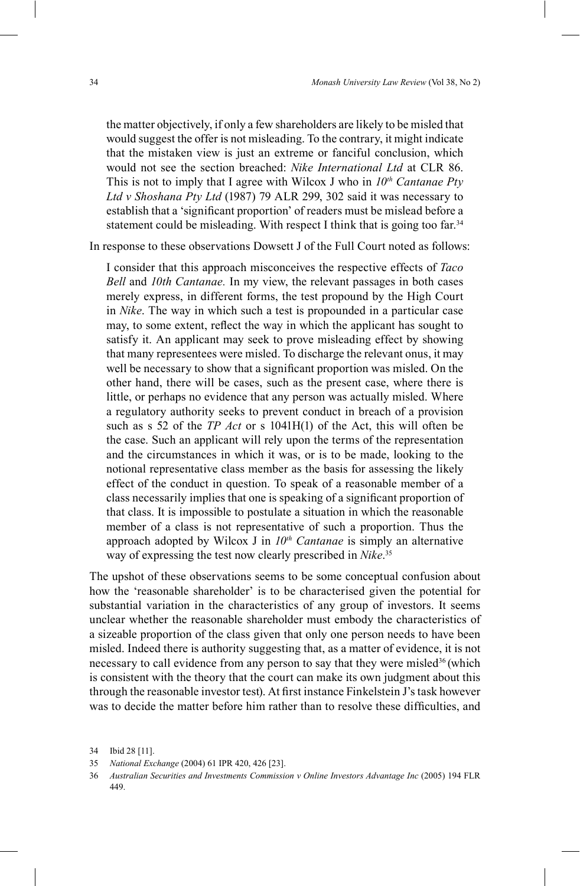> the matter objectively, if only a few shareholders are likely to be misled that would suggest the offer is not misleading. To the contrary, it might indicate that the mistaken view is just an extreme or fanciful conclusion, which would not see the section breached: *Nike International Ltd* at CLR 86. This is not to imply that I agree with Wilcox J who in *10th Cantanae Pty Ltd v Shoshana Pty Ltd* (1987) 79 ALR 299, 302 said it was necessary to establish that a 'significant proportion' of readers must be mislead before a statement could be misleading. With respect I think that is going too far.[34]

In response to these observations Dowsett J of the Full Court noted as follows:

> I consider that this approach misconceives the respective effects of *Taco Bell* and *10th Cantanae*. In my view, the relevant passages in both cases merely express, in different forms, the test propound by the High Court in *Nike*. The way in which such a test is propounded in a particular case may, to some extent, reflect the way in which the applicant has sought to satisfy it. An applicant may seek to prove misleading effect by showing that many representees were misled. To discharge the relevant onus, it may well be necessary to show that a significant proportion was misled. On the other hand, there will be cases, such as the present case, where there is little, or perhaps no evidence that any person was actually misled. Where a regulatory authority seeks to prevent conduct in breach of a provision such as s 52 of the *TP Act* or s 1041H(1) of the Act, this will often be the case. Such an applicant will rely upon the terms of the representation and the circumstances in which it was, or is to be made, looking to the notional representative class member as the basis for assessing the likely effect of the conduct in question. To speak of a reasonable member of a class necessarily implies that one is speaking of a significant proportion of that class. It is impossible to postulate a situation in which the reasonable member of a class is not representative of such a proportion. Thus the approach adopted by Wilcox J in *10th Cantanae* is simply an alternative way of expressing the test now clearly prescribed in *Nike*.[35]

The upshot of these observations seems to be some conceptual confusion about how the 'reasonable shareholder' is to be characterised given the potential for substantial variation in the characteristics of any group of investors. It seems unclear whether the reasonable shareholder must embody the characteristics of a sizeable proportion of the class given that only one person needs to have been misled. Indeed there is authority suggesting that, as a matter of evidence, it is not necessary to call evidence from any person to say that they were misled[36] (which is consistent with the theory that the court can make its own judgment about this through the reasonable investor test). At first instance Finkelstein J's task however was to decide the matter before him rather than to resolve these difficulties, and

---

34 Ibid 28 [11].

35 *National Exchange* (2004) 61 IPR 420, 426 [23].

36 *Australian Securities and Investments Commission v Online Investors Advantage Inc* (2005) 194 FLR 449.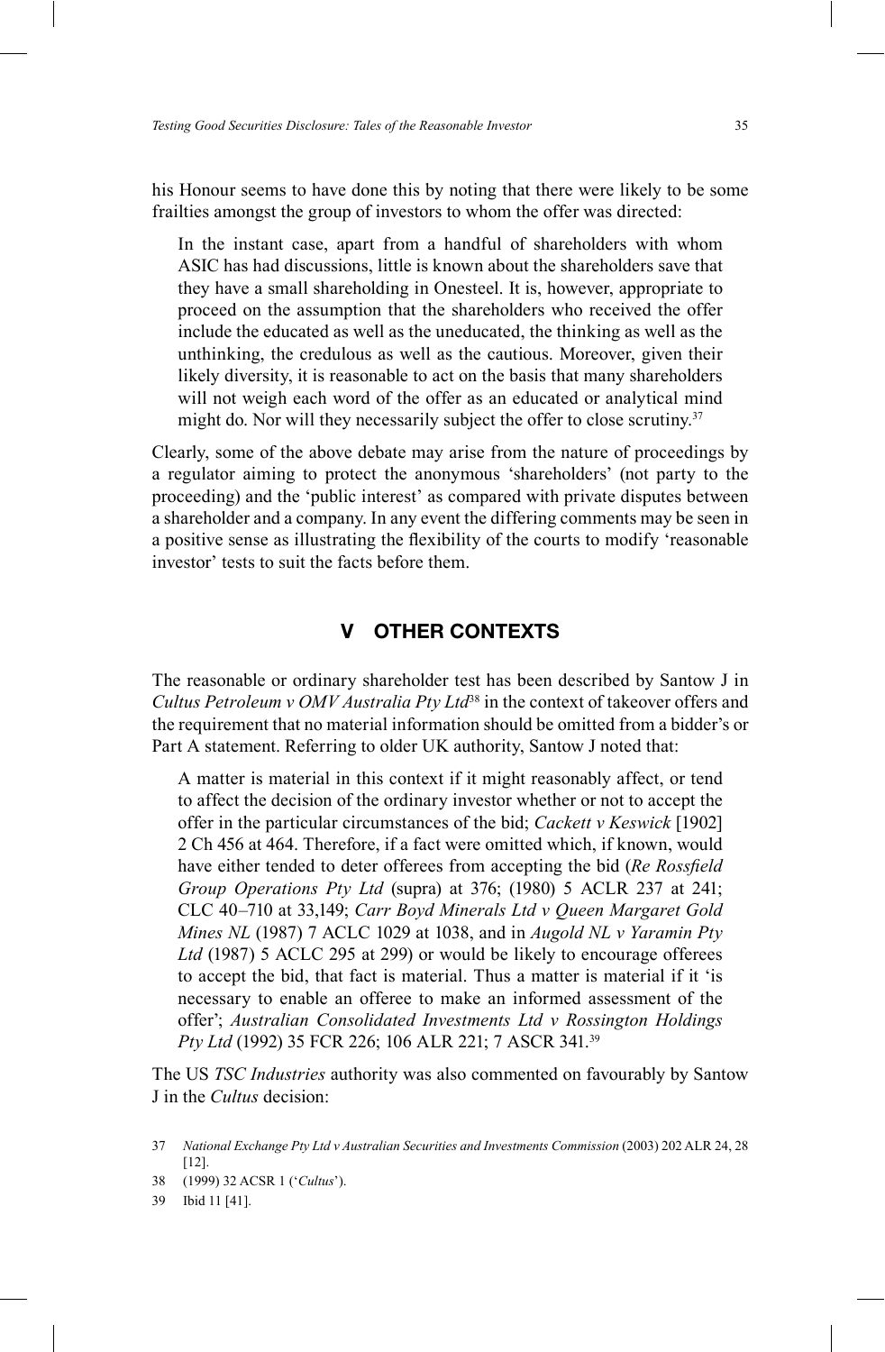his Honour seems to have done this by noting that there were likely to be some frailties amongst the group of investors to whom the offer was directed:

> In the instant case, apart from a handful of shareholders with whom ASIC has had discussions, little is known about the shareholders save that they have a small shareholding in Onesteel. It is, however, appropriate to proceed on the assumption that the shareholders who received the offer include the educated as well as the uneducated, the thinking as well as the unthinking, the credulous as well as the cautious. Moreover, given their likely diversity, it is reasonable to act on the basis that many shareholders will not weigh each word of the offer as an educated or analytical mind might do. Nor will they necessarily subject the offer to close scrutiny.[37]

Clearly, some of the above debate may arise from the nature of proceedings by a regulator aiming to protect the anonymous 'shareholders' (not party to the proceeding) and the 'public interest' as compared with private disputes between a shareholder and a company. In any event the differing comments may be seen in a positive sense as illustrating the flexibility of the courts to modify 'reasonable investor' tests to suit the facts before them.

## V OTHER CONTEXTS

The reasonable or ordinary shareholder test has been described by Santow J in *Cultus Petroleum v OMV Australia Pty Ltd*[38] in the context of takeover offers and the requirement that no material information should be omitted from a bidder's or Part A statement. Referring to older UK authority, Santow J noted that:

> A matter is material in this context if it might reasonably affect, or tend to affect the decision of the ordinary investor whether or not to accept the offer in the particular circumstances of the bid; *Cackett v Keswick* [1902] 2 Ch 456 at 464. Therefore, if a fact were omitted which, if known, would have either tended to deter offerees from accepting the bid (*Re Rossfield Group Operations Pty Ltd* (supra) at 376; (1980) 5 ACLR 237 at 241; CLC 40–710 at 33,149; *Carr Boyd Minerals Ltd v Queen Margaret Gold Mines NL* (1987) 7 ACLC 1029 at 1038, and in *Augold NL v Yaramin Pty Ltd* (1987) 5 ACLC 295 at 299) or would be likely to encourage offerees to accept the bid, that fact is material. Thus a matter is material if it 'is necessary to enable an offeree to make an informed assessment of the offer'; *Australian Consolidated Investments Ltd v Rossington Holdings Pty Ltd* (1992) 35 FCR 226; 106 ALR 221; 7 ASCR 341.[39]

The US *TSC Industries* authority was also commented on favourably by Santow J in the *Cultus* decision:

---

37 *National Exchange Pty Ltd v Australian Securities and Investments Commission* (2003) 202 ALR 24, 28 [12].

38 (1999) 32 ACSR 1 ('*Cultus*').

39 Ibid 11 [41].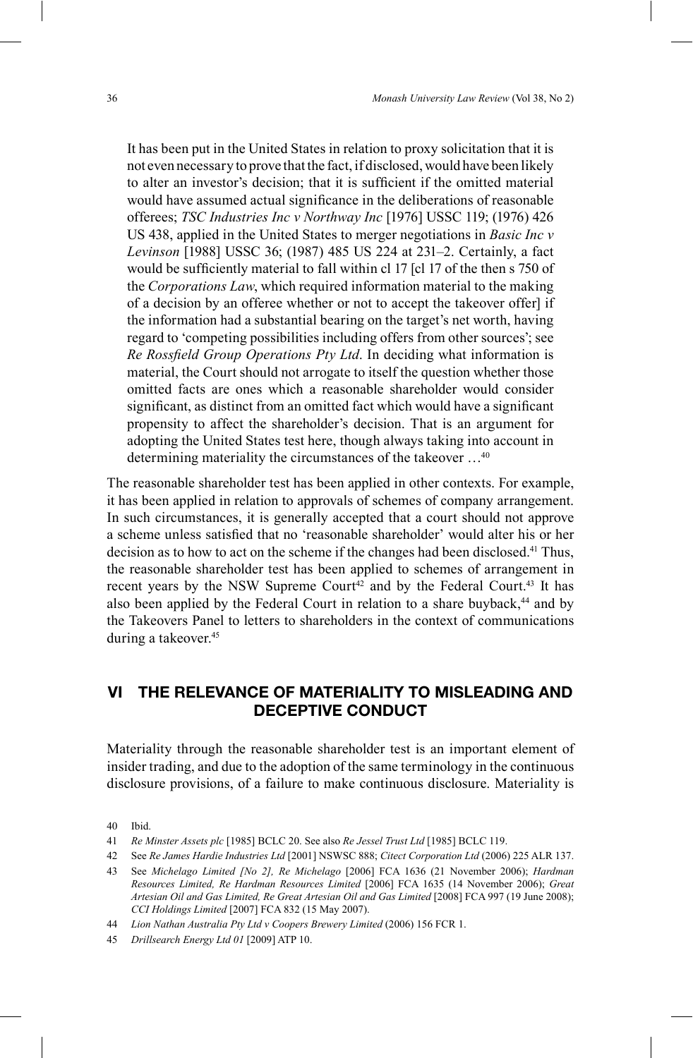> It has been put in the United States in relation to proxy solicitation that it is not even necessary to prove that the fact, if disclosed, would have been likely to alter an investor's decision; that it is sufficient if the omitted material would have assumed actual significance in the deliberations of reasonable offerees; *TSC Industries Inc v Northway Inc* [1976] USSC 119; (1976) 426 US 438, applied in the United States to merger negotiations in *Basic Inc v Levinson* [1988] USSC 36; (1987) 485 US 224 at 231–2. Certainly, a fact would be sufficiently material to fall within cl 17 [cl 17 of the then s 750 of the *Corporations Law*, which required information material to the making of a decision by an offeree whether or not to accept the takeover offer] if the information had a substantial bearing on the target's net worth, having regard to 'competing possibilities including offers from other sources'; see *Re Rossfield Group Operations Pty Ltd*. In deciding what information is material, the Court should not arrogate to itself the question whether those omitted facts are ones which a reasonable shareholder would consider significant, as distinct from an omitted fact which would have a significant propensity to affect the shareholder's decision. That is an argument for adopting the United States test here, though always taking into account in determining materiality the circumstances of the takeover …[40]

The reasonable shareholder test has been applied in other contexts. For example, it has been applied in relation to approvals of schemes of company arrangement. In such circumstances, it is generally accepted that a court should not approve a scheme unless satisfied that no 'reasonable shareholder' would alter his or her decision as to how to act on the scheme if the changes had been disclosed.[41] Thus, the reasonable shareholder test has been applied to schemes of arrangement in recent years by the NSW Supreme Court[42] and by the Federal Court.[43] It has also been applied by the Federal Court in relation to a share buyback,[44] and by the Takeovers Panel to letters to shareholders in the context of communications during a takeover.[45]

## VI THE RELEVANCE OF MATERIALITY TO MISLEADING AND DECEPTIVE CONDUCT

Materiality through the reasonable shareholder test is an important element of insider trading, and due to the adoption of the same terminology in the continuous disclosure provisions, of a failure to make continuous disclosure. Materiality is

---

40 Ibid.

41 *Re Minster Assets plc* [1985] BCLC 20. See also *Re Jessel Trust Ltd* [1985] BCLC 119.

42 See *Re James Hardie Industries Ltd* [2001] NSWSC 888; *Citect Corporation Ltd* (2006) 225 ALR 137.

43 See *Michelago Limited [No 2], Re Michelago* [2006] FCA 1636 (21 November 2006); *Hardman Resources Limited, Re Hardman Resources Limited* [2006] FCA 1635 (14 November 2006); *Great Artesian Oil and Gas Limited, Re Great Artesian Oil and Gas Limited* [2008] FCA 997 (19 June 2008); *CCI Holdings Limited* [2007] FCA 832 (15 May 2007).

44 *Lion Nathan Australia Pty Ltd v Coopers Brewery Limited* (2006) 156 FCR 1.

45 *Drillsearch Energy Ltd 01* [2009] ATP 10.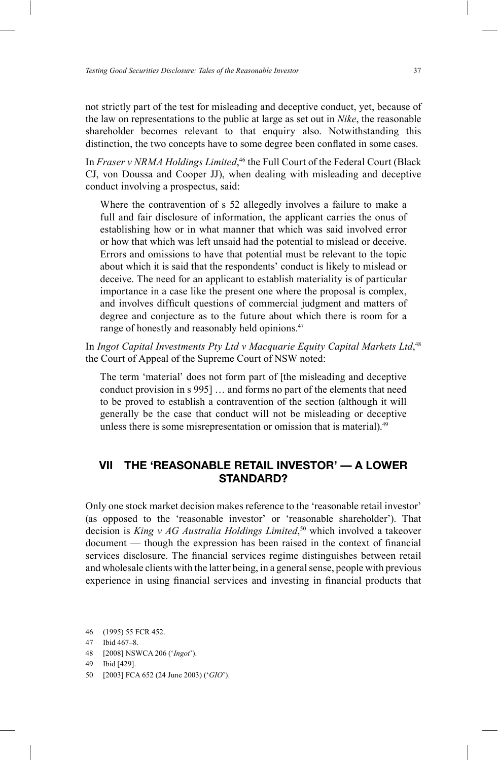not strictly part of the test for misleading and deceptive conduct, yet, because of the law on representations to the public at large as set out in *Nike*, the reasonable shareholder becomes relevant to that enquiry also. Notwithstanding this distinction, the two concepts have to some degree been conflated in some cases.

In *Fraser v NRMA Holdings Limited*,[46] the Full Court of the Federal Court (Black CJ, von Doussa and Cooper JJ), when dealing with misleading and deceptive conduct involving a prospectus, said:

> Where the contravention of s 52 allegedly involves a failure to make a full and fair disclosure of information, the applicant carries the onus of establishing how or in what manner that which was said involved error or how that which was left unsaid had the potential to mislead or deceive. Errors and omissions to have that potential must be relevant to the topic about which it is said that the respondents' conduct is likely to mislead or deceive. The need for an applicant to establish materiality is of particular importance in a case like the present one where the proposal is complex, and involves difficult questions of commercial judgment and matters of degree and conjecture as to the future about which there is room for a range of honestly and reasonably held opinions.[47]

In *Ingot Capital Investments Pty Ltd v Macquarie Equity Capital Markets Ltd*,[48] the Court of Appeal of the Supreme Court of NSW noted:

> The term 'material' does not form part of [the misleading and deceptive conduct provision in s 995] … and forms no part of the elements that need to be proved to establish a contravention of the section (although it will generally be the case that conduct will not be misleading or deceptive unless there is some misrepresentation or omission that is material).[49]

## VII THE 'REASONABLE RETAIL INVESTOR' — A LOWER STANDARD?

Only one stock market decision makes reference to the 'reasonable retail investor' (as opposed to the 'reasonable investor' or 'reasonable shareholder'). That decision is *King v AG Australia Holdings Limited*,[50] which involved a takeover document — though the expression has been raised in the context of financial services disclosure. The financial services regime distinguishes between retail and wholesale clients with the latter being, in a general sense, people with previous experience in using financial services and investing in financial products that

46 (1995) 55 FCR 452.

47 Ibid 467–8.

48 [2008] NSWCA 206 ('*Ingot*').

49 Ibid [429].

50 [2003] FCA 652 (24 June 2003) ('*GIO*').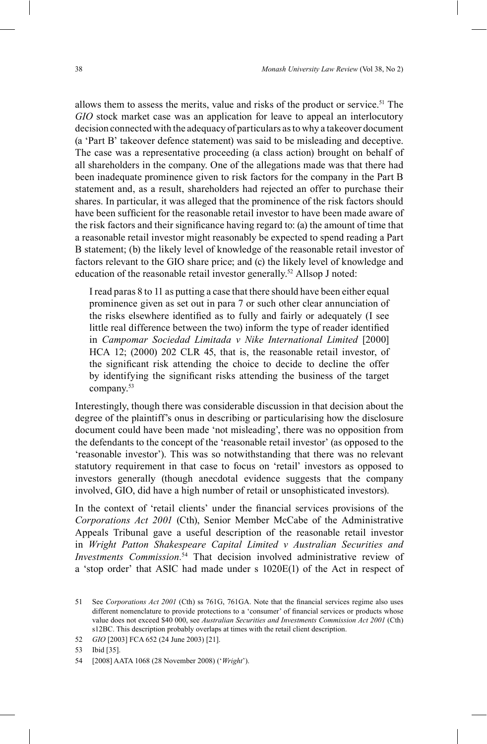allows them to assess the merits, value and risks of the product or service.[51] The *GIO* stock market case was an application for leave to appeal an interlocutory decision connected with the adequacy of particulars as to why a takeover document (a 'Part B' takeover defence statement) was said to be misleading and deceptive. The case was a representative proceeding (a class action) brought on behalf of all shareholders in the company. One of the allegations made was that there had been inadequate prominence given to risk factors for the company in the Part B statement and, as a result, shareholders had rejected an offer to purchase their shares. In particular, it was alleged that the prominence of the risk factors should have been sufficient for the reasonable retail investor to have been made aware of the risk factors and their significance having regard to: (a) the amount of time that a reasonable retail investor might reasonably be expected to spend reading a Part B statement; (b) the likely level of knowledge of the reasonable retail investor of factors relevant to the GIO share price; and (c) the likely level of knowledge and education of the reasonable retail investor generally.[52] Allsop J noted:

> I read paras 8 to 11 as putting a case that there should have been either equal prominence given as set out in para 7 or such other clear annunciation of the risks elsewhere identified as to fully and fairly or adequately (I see little real difference between the two) inform the type of reader identified in *Campomar Sociedad Limitada v Nike International Limited* [2000] HCA 12; (2000) 202 CLR 45, that is, the reasonable retail investor, of the significant risk attending the choice to decide to decline the offer by identifying the significant risks attending the business of the target company.[53]

Interestingly, though there was considerable discussion in that decision about the degree of the plaintiff's onus in describing or particularising how the disclosure document could have been made 'not misleading', there was no opposition from the defendants to the concept of the 'reasonable retail investor' (as opposed to the 'reasonable investor'). This was so notwithstanding that there was no relevant statutory requirement in that case to focus on 'retail' investors as opposed to investors generally (though anecdotal evidence suggests that the company involved, GIO, did have a high number of retail or unsophisticated investors).

In the context of 'retail clients' under the financial services provisions of the *Corporations Act 2001* (Cth), Senior Member McCabe of the Administrative Appeals Tribunal gave a useful description of the reasonable retail investor in *Wright Patton Shakespeare Capital Limited v Australian Securities and Investments Commission*.[54] That decision involved administrative review of a 'stop order' that ASIC had made under s 1020E(1) of the Act in respect of

---

51 See *Corporations Act 2001* (Cth) ss 761G, 761GA. Note that the financial services regime also uses different nomenclature to provide protections to a 'consumer' of financial services or products whose value does not exceed $40 000, see *Australian Securities and Investments Commission Act 2001* (Cth) s12BC. This description probably overlaps at times with the retail client description.

52 *GIO* [2003] FCA 652 (24 June 2003) [21].

53 Ibid [35].

54 [2008] AATA 1068 (28 November 2008) ('*Wright*').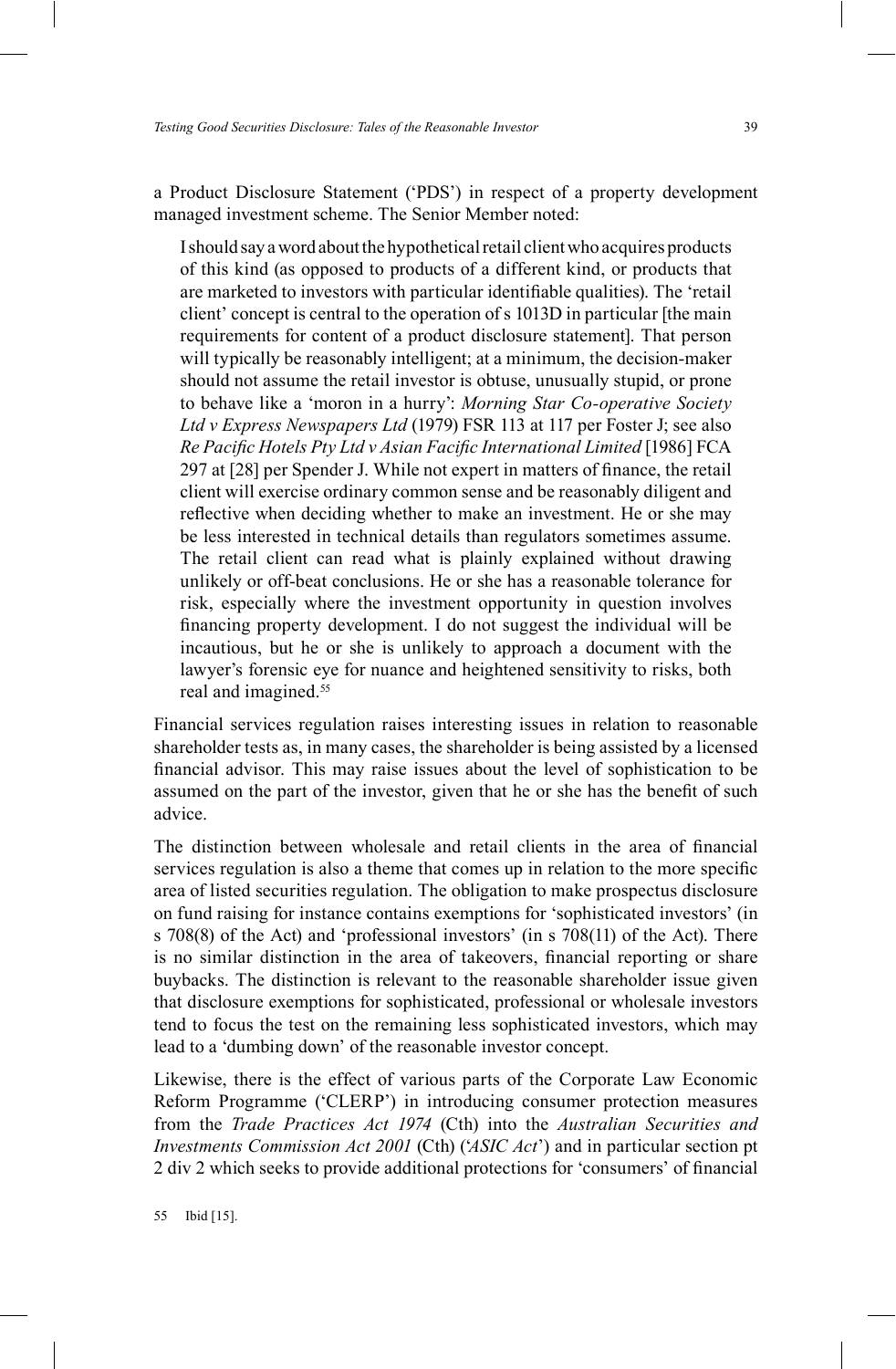a Product Disclosure Statement ('PDS') in respect of a property development managed investment scheme. The Senior Member noted:

> I should say a word about the hypothetical retail client who acquires products of this kind (as opposed to products of a different kind, or products that are marketed to investors with particular identifiable qualities). The 'retail client' concept is central to the operation of s 1013D in particular [the main requirements for content of a product disclosure statement]. That person will typically be reasonably intelligent; at a minimum, the decision-maker should not assume the retail investor is obtuse, unusually stupid, or prone to behave like a 'moron in a hurry': *Morning Star Co-operative Society Ltd v Express Newspapers Ltd* (1979) FSR 113 at 117 per Foster J; see also *Re Pacific Hotels Pty Ltd v Asian Facific International Limited* [1986] FCA 297 at [28] per Spender J. While not expert in matters of finance, the retail client will exercise ordinary common sense and be reasonably diligent and reflective when deciding whether to make an investment. He or she may be less interested in technical details than regulators sometimes assume. The retail client can read what is plainly explained without drawing unlikely or off-beat conclusions. He or she has a reasonable tolerance for risk, especially where the investment opportunity in question involves financing property development. I do not suggest the individual will be incautious, but he or she is unlikely to approach a document with the lawyer's forensic eye for nuance and heightened sensitivity to risks, both real and imagined.[55]

Financial services regulation raises interesting issues in relation to reasonable shareholder tests as, in many cases, the shareholder is being assisted by a licensed financial advisor. This may raise issues about the level of sophistication to be assumed on the part of the investor, given that he or she has the benefit of such advice.

The distinction between wholesale and retail clients in the area of financial services regulation is also a theme that comes up in relation to the more specific area of listed securities regulation. The obligation to make prospectus disclosure on fund raising for instance contains exemptions for 'sophisticated investors' (in s 708(8) of the Act) and 'professional investors' (in s 708(11) of the Act). There is no similar distinction in the area of takeovers, financial reporting or share buybacks. The distinction is relevant to the reasonable shareholder issue given that disclosure exemptions for sophisticated, professional or wholesale investors tend to focus the test on the remaining less sophisticated investors, which may lead to a 'dumbing down' of the reasonable investor concept.

Likewise, there is the effect of various parts of the Corporate Law Economic Reform Programme ('CLERP') in introducing consumer protection measures from the *Trade Practices Act 1974* (Cth) into the *Australian Securities and Investments Commission Act 2001* (Cth) ('*ASIC Act*') and in particular section pt 2 div 2 which seeks to provide additional protections for 'consumers' of financial

55 Ibid [15].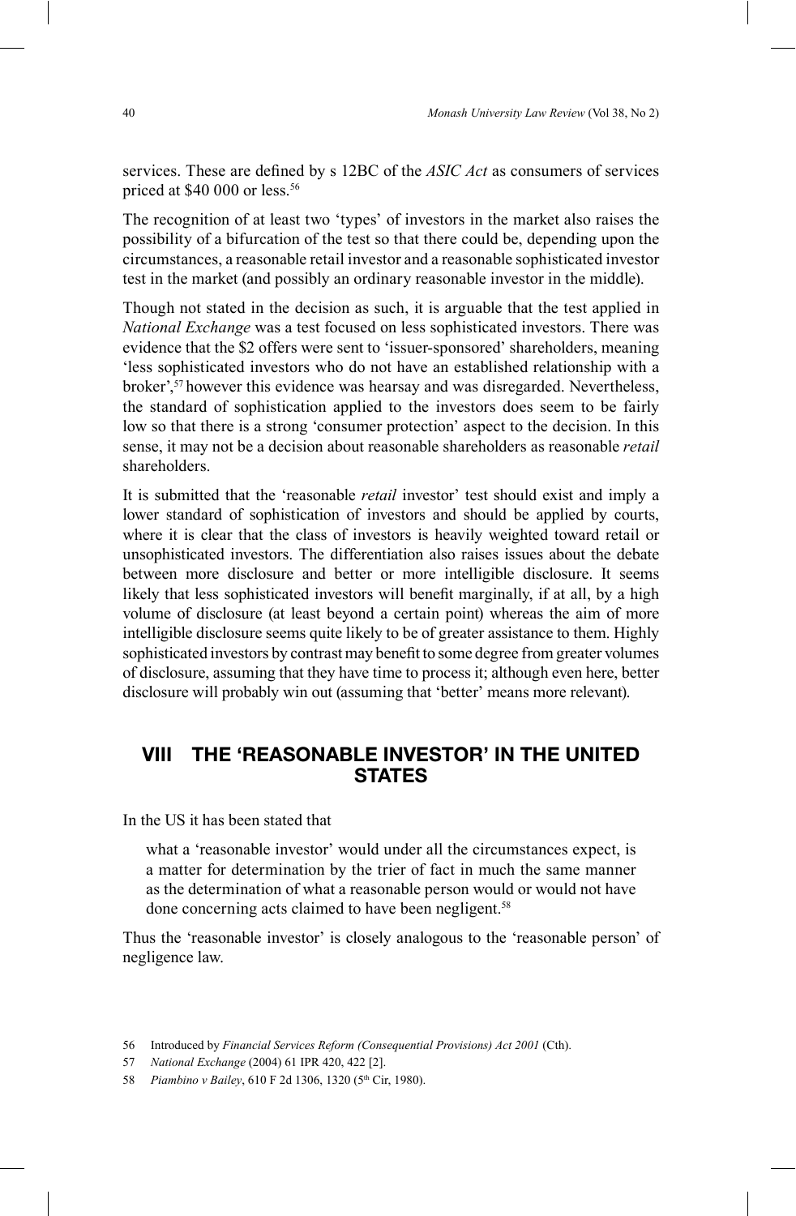services. These are defined by s 12BC of the *ASIC Act* as consumers of services priced at $40 000 or less.[56]

The recognition of at least two 'types' of investors in the market also raises the possibility of a bifurcation of the test so that there could be, depending upon the circumstances, a reasonable retail investor and a reasonable sophisticated investor test in the market (and possibly an ordinary reasonable investor in the middle).

Though not stated in the decision as such, it is arguable that the test applied in *National Exchange* was a test focused on less sophisticated investors. There was evidence that the $2 offers were sent to 'issuer-sponsored' shareholders, meaning 'less sophisticated investors who do not have an established relationship with a broker',[57] however this evidence was hearsay and was disregarded. Nevertheless, the standard of sophistication applied to the investors does seem to be fairly low so that there is a strong 'consumer protection' aspect to the decision. In this sense, it may not be a decision about reasonable shareholders as reasonable *retail* shareholders.

It is submitted that the 'reasonable *retail* investor' test should exist and imply a lower standard of sophistication of investors and should be applied by courts, where it is clear that the class of investors is heavily weighted toward retail or unsophisticated investors. The differentiation also raises issues about the debate between more disclosure and better or more intelligible disclosure. It seems likely that less sophisticated investors will benefit marginally, if at all, by a high volume of disclosure (at least beyond a certain point) whereas the aim of more intelligible disclosure seems quite likely to be of greater assistance to them. Highly sophisticated investors by contrast may benefit to some degree from greater volumes of disclosure, assuming that they have time to process it; although even here, better disclosure will probably win out (assuming that 'better' means more relevant).

## VIII THE 'REASONABLE INVESTOR' IN THE UNITED STATES

In the US it has been stated that

> what a 'reasonable investor' would under all the circumstances expect, is a matter for determination by the trier of fact in much the same manner as the determination of what a reasonable person would or would not have done concerning acts claimed to have been negligent.[58]

Thus the 'reasonable investor' is closely analogous to the 'reasonable person' of negligence law.

---

56 Introduced by *Financial Services Reform (Consequential Provisions) Act 2001* (Cth).

57 *National Exchange* (2004) 61 IPR 420, 422 [2].

58 *Piambino v Bailey*, 610 F 2d 1306, 1320 (5th Cir, 1980).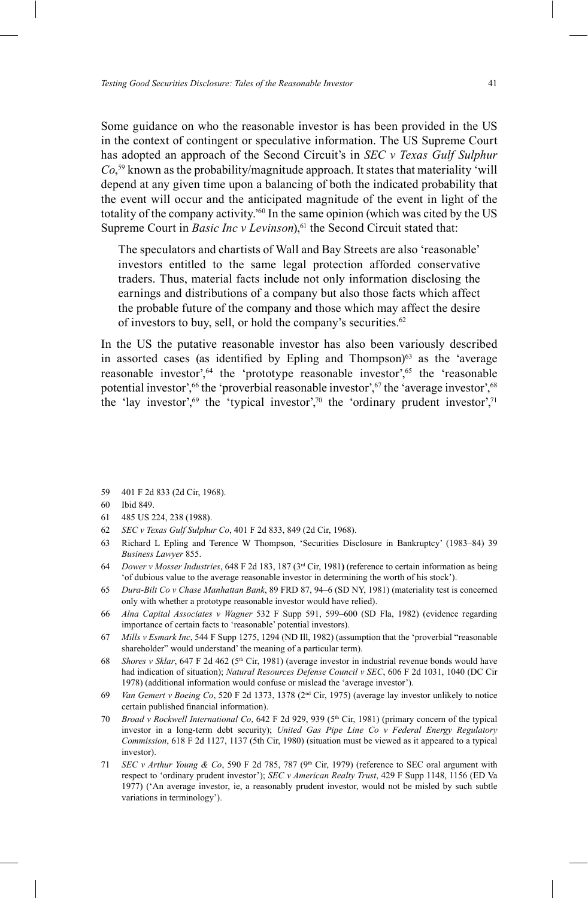Some guidance on who the reasonable investor is has been provided in the US in the context of contingent or speculative information. The US Supreme Court has adopted an approach of the Second Circuit's in *SEC v Texas Gulf Sulphur Co*,[59] known as the probability/magnitude approach. It states that materiality 'will depend at any given time upon a balancing of both the indicated probability that the event will occur and the anticipated magnitude of the event in light of the totality of the company activity.'[60] In the same opinion (which was cited by the US Supreme Court in *Basic Inc v Levinson*),[61] the Second Circuit stated that:

> The speculators and chartists of Wall and Bay Streets are also 'reasonable' investors entitled to the same legal protection afforded conservative traders. Thus, material facts include not only information disclosing the earnings and distributions of a company but also those facts which affect the probable future of the company and those which may affect the desire of investors to buy, sell, or hold the company's securities.[62]

In the US the putative reasonable investor has also been variously described in assorted cases (as identified by Epling and Thompson)[63] as the 'average reasonable investor',[64] the 'prototype reasonable investor',[65] the 'reasonable potential investor',[66] the 'proverbial reasonable investor',[67] the 'average investor',[68] the 'lay investor',[69] the 'typical investor',[70] the 'ordinary prudent investor',[71]

---

59 401 F 2d 833 (2d Cir, 1968).

60 Ibid 849.

61 485 US 224, 238 (1988).

62 *SEC v Texas Gulf Sulphur Co*, 401 F 2d 833, 849 (2d Cir, 1968).

63 Richard L Epling and Terence W Thompson, 'Securities Disclosure in Bankruptcy' (1983–84) 39 *Business Lawyer* 855.

64 *Dower v Mosser Industries*, 648 F 2d 183, 187 (3rd Cir, 1981) (reference to certain information as being 'of dubious value to the average reasonable investor in determining the worth of his stock').

65 *Dura-Bilt Co v Chase Manhattan Bank*, 89 FRD 87, 94–6 (SD NY, 1981) (materiality test is concerned only with whether a prototype reasonable investor would have relied).

66 *Alna Capital Associates v Wagner* 532 F Supp 591, 599–600 (SD Fla, 1982) (evidence regarding importance of certain facts to 'reasonable' potential investors).

67 *Mills v Esmark Inc*, 544 F Supp 1275, 1294 (ND Ill, 1982) (assumption that the 'proverbial "reasonable shareholder" would understand' the meaning of a particular term).

68 *Shores v Sklar*, 647 F 2d 462 (5th Cir, 1981) (average investor in industrial revenue bonds would have had indication of situation); *Natural Resources Defense Council v SEC*, 606 F 2d 1031, 1040 (DC Cir 1978) (additional information would confuse or mislead the 'average investor').

69 *Van Gemert v Boeing Co*, 520 F 2d 1373, 1378 (2nd Cir, 1975) (average lay investor unlikely to notice certain published financial information).

70 *Broad v Rockwell International Co*, 642 F 2d 929, 939 (5th Cir, 1981) (primary concern of the typical investor in a long-term debt security); *United Gas Pipe Line Co v Federal Energy Regulatory Commission*, 618 F 2d 1127, 1137 (5th Cir, 1980) (situation must be viewed as it appeared to a typical investor).

71 *SEC v Arthur Young & Co*, 590 F 2d 785, 787 (9th Cir, 1979) (reference to SEC oral argument with respect to 'ordinary prudent investor'); *SEC v American Realty Trust*, 429 F Supp 1148, 1156 (ED Va 1977) ('An average investor, ie, a reasonably prudent investor, would not be misled by such subtle variations in terminology').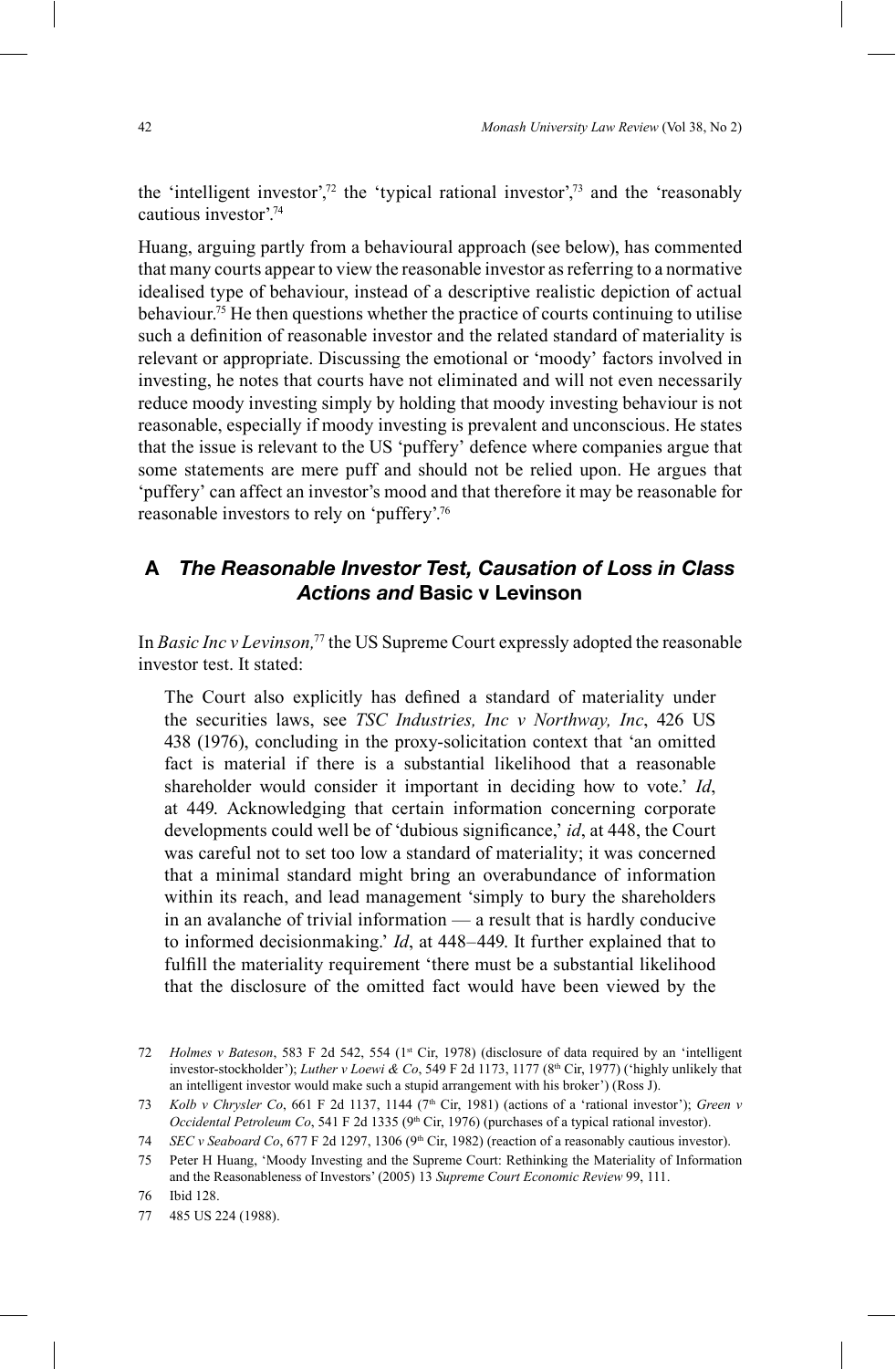the 'intelligent investor',[72] the 'typical rational investor',[73] and the 'reasonably cautious investor'.[74]

Huang, arguing partly from a behavioural approach (see below), has commented that many courts appear to view the reasonable investor as referring to a normative idealised type of behaviour, instead of a descriptive realistic depiction of actual behaviour.[75] He then questions whether the practice of courts continuing to utilise such a definition of reasonable investor and the related standard of materiality is relevant or appropriate. Discussing the emotional or 'moody' factors involved in investing, he notes that courts have not eliminated and will not even necessarily reduce moody investing simply by holding that moody investing behaviour is not reasonable, especially if moody investing is prevalent and unconscious. He states that the issue is relevant to the US 'puffery' defence where companies argue that some statements are mere puff and should not be relied upon. He argues that 'puffery' can affect an investor's mood and that therefore it may be reasonable for reasonable investors to rely on 'puffery'.[76]

## A *The Reasonable Investor Test, Causation of Loss in Class Actions and* Basic v Levinson

In *Basic Inc v Levinson,*[77] the US Supreme Court expressly adopted the reasonable investor test. It stated:

> The Court also explicitly has defined a standard of materiality under the securities laws, see *TSC Industries, Inc v Northway, Inc*, 426 US 438 (1976), concluding in the proxy-solicitation context that 'an omitted fact is material if there is a substantial likelihood that a reasonable shareholder would consider it important in deciding how to vote.' *Id*, at 449. Acknowledging that certain information concerning corporate developments could well be of 'dubious significance,' *id*, at 448, the Court was careful not to set too low a standard of materiality; it was concerned that a minimal standard might bring an overabundance of information within its reach, and lead management 'simply to bury the shareholders in an avalanche of trivial information — a result that is hardly conducive to informed decisionmaking.' *Id*, at 448–449. It further explained that to fulfill the materiality requirement 'there must be a substantial likelihood that the disclosure of the omitted fact would have been viewed by the

---

72 *Holmes v Bateson*, 583 F 2d 542, 554 (1st Cir, 1978) (disclosure of data required by an 'intelligent investor-stockholder'); *Luther v Loewi & Co*, 549 F 2d 1173, 1177 (8th Cir, 1977) ('highly unlikely that an intelligent investor would make such a stupid arrangement with his broker') (Ross J).

73 *Kolb v Chrysler Co*, 661 F 2d 1137, 1144 (7th Cir, 1981) (actions of a 'rational investor'); *Green v Occidental Petroleum Co*, 541 F 2d 1335 (9th Cir, 1976) (purchases of a typical rational investor).

74 *SEC v Seaboard Co*, 677 F 2d 1297, 1306 (9th Cir, 1982) (reaction of a reasonably cautious investor).

75 Peter H Huang, 'Moody Investing and the Supreme Court: Rethinking the Materiality of Information and the Reasonableness of Investors' (2005) 13 *Supreme Court Economic Review* 99, 111.

76 Ibid 128.

77 485 US 224 (1988).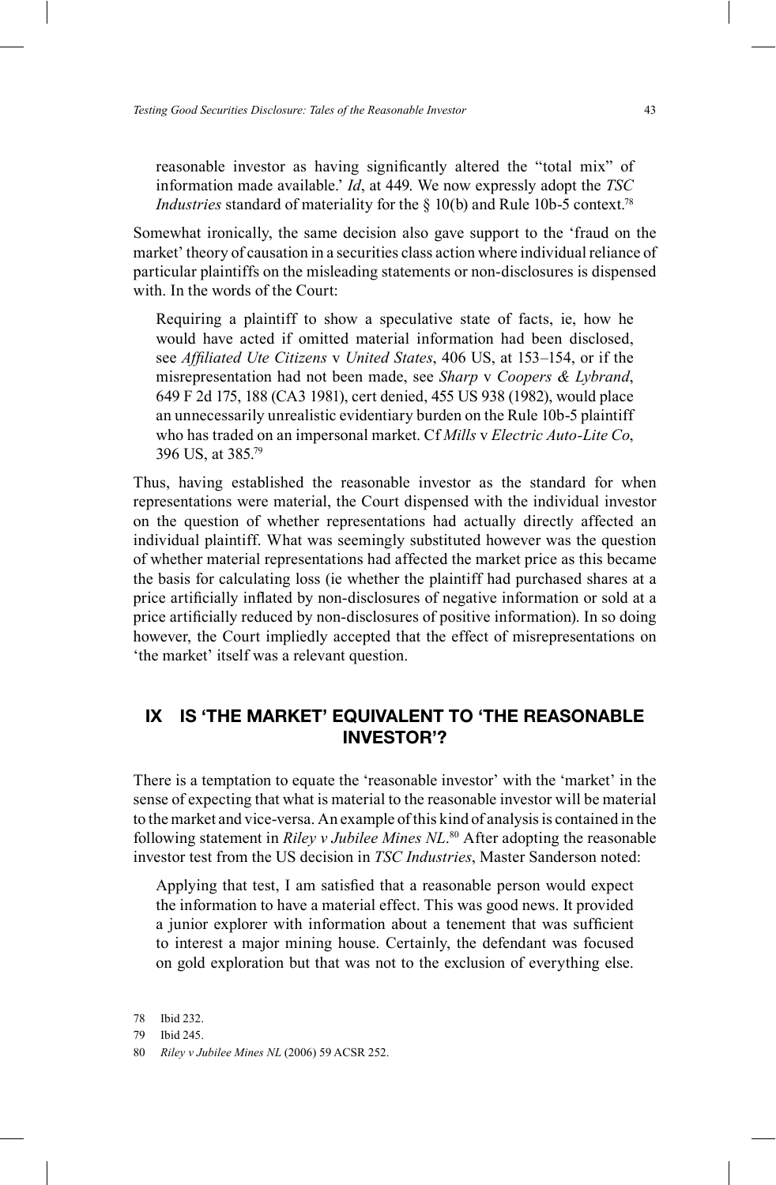> reasonable investor as having significantly altered the "total mix" of information made available.' *Id*, at 449. We now expressly adopt the *TSC Industries* standard of materiality for the § 10(b) and Rule 10b-5 context.[78]

Somewhat ironically, the same decision also gave support to the 'fraud on the market' theory of causation in a securities class action where individual reliance of particular plaintiffs on the misleading statements or non-disclosures is dispensed with. In the words of the Court:

> Requiring a plaintiff to show a speculative state of facts, ie, how he would have acted if omitted material information had been disclosed, see *Affiliated Ute Citizens* v *United States*, 406 US, at 153–154, or if the misrepresentation had not been made, see *Sharp* v *Coopers & Lybrand*, 649 F 2d 175, 188 (CA3 1981), cert denied, 455 US 938 (1982), would place an unnecessarily unrealistic evidentiary burden on the Rule 10b-5 plaintiff who has traded on an impersonal market. Cf *Mills* v *Electric Auto-Lite Co*, 396 US, at 385.[79]

Thus, having established the reasonable investor as the standard for when representations were material, the Court dispensed with the individual investor on the question of whether representations had actually directly affected an individual plaintiff. What was seemingly substituted however was the question of whether material representations had affected the market price as this became the basis for calculating loss (ie whether the plaintiff had purchased shares at a price artificially inflated by non-disclosures of negative information or sold at a price artificially reduced by non-disclosures of positive information). In so doing however, the Court impliedly accepted that the effect of misrepresentations on 'the market' itself was a relevant question.

## IX IS 'THE MARKET' EQUIVALENT TO 'THE REASONABLE INVESTOR'?

There is a temptation to equate the 'reasonable investor' with the 'market' in the sense of expecting that what is material to the reasonable investor will be material to the market and vice-versa. An example of this kind of analysis is contained in the following statement in *Riley v Jubilee Mines NL*.[80] After adopting the reasonable investor test from the US decision in *TSC Industries*, Master Sanderson noted:

> Applying that test, I am satisfied that a reasonable person would expect the information to have a material effect. This was good news. It provided a junior explorer with information about a tenement that was sufficient to interest a major mining house. Certainly, the defendant was focused on gold exploration but that was not to the exclusion of everything else.

78 Ibid 232.

79 Ibid 245.

80 *Riley v Jubilee Mines NL* (2006) 59 ACSR 252.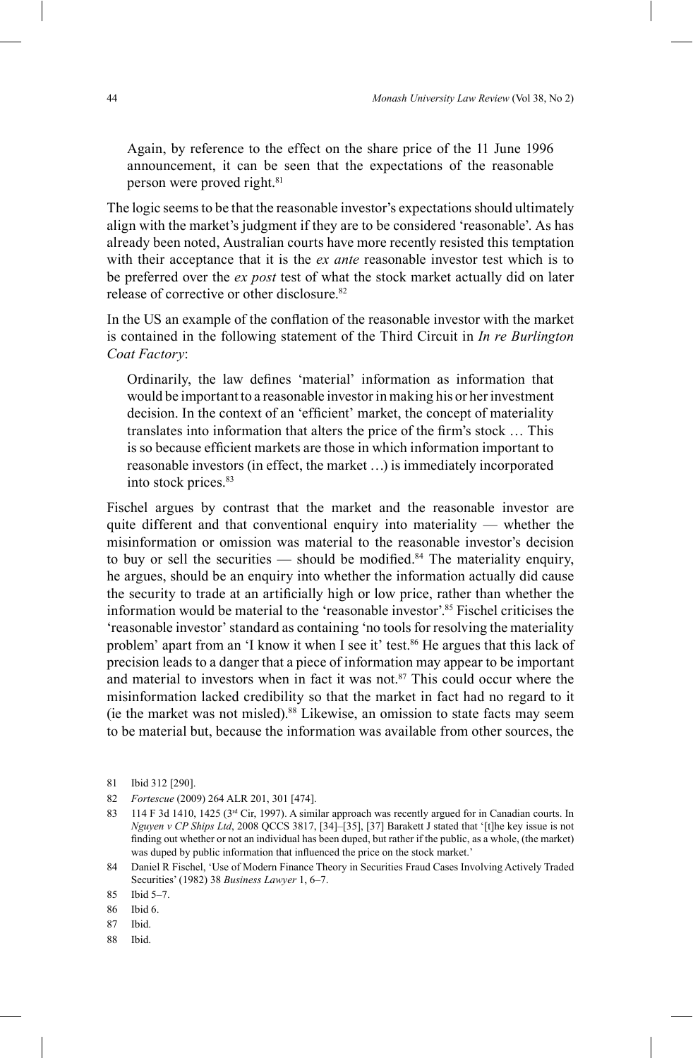> Again, by reference to the effect on the share price of the 11 June 1996 announcement, it can be seen that the expectations of the reasonable person were proved right.[81]

The logic seems to be that the reasonable investor's expectations should ultimately align with the market's judgment if they are to be considered 'reasonable'. As has already been noted, Australian courts have more recently resisted this temptation with their acceptance that it is the *ex ante* reasonable investor test which is to be preferred over the *ex post* test of what the stock market actually did on later release of corrective or other disclosure.[82]

In the US an example of the conflation of the reasonable investor with the market is contained in the following statement of the Third Circuit in *In re Burlington Coat Factory*:

> Ordinarily, the law defines 'material' information as information that would be important to a reasonable investor in making his or her investment decision. In the context of an 'efficient' market, the concept of materiality translates into information that alters the price of the firm's stock … This is so because efficient markets are those in which information important to reasonable investors (in effect, the market …) is immediately incorporated into stock prices.[83]

Fischel argues by contrast that the market and the reasonable investor are quite different and that conventional enquiry into materiality — whether the misinformation or omission was material to the reasonable investor's decision to buy or sell the securities — should be modified.[84] The materiality enquiry, he argues, should be an enquiry into whether the information actually did cause the security to trade at an artificially high or low price, rather than whether the information would be material to the 'reasonable investor'.[85] Fischel criticises the 'reasonable investor' standard as containing 'no tools for resolving the materiality problem' apart from an 'I know it when I see it' test.[86] He argues that this lack of precision leads to a danger that a piece of information may appear to be important and material to investors when in fact it was not.[87] This could occur where the misinformation lacked credibility so that the market in fact had no regard to it (ie the market was not misled).[88] Likewise, an omission to state facts may seem to be material but, because the information was available from other sources, the

---

81 Ibid 312 [290].

82 *Fortescue* (2009) 264 ALR 201, 301 [474].

83 114 F 3d 1410, 1425 (3rd Cir, 1997). A similar approach was recently argued for in Canadian courts. In *Nguyen v CP Ships Ltd*, 2008 QCCS 3817, [34]–[35], [37] Barakett J stated that '[t]he key issue is not finding out whether or not an individual has been duped, but rather if the public, as a whole, (the market) was duped by public information that influenced the price on the stock market.'

84 Daniel R Fischel, 'Use of Modern Finance Theory in Securities Fraud Cases Involving Actively Traded Securities' (1982) 38 *Business Lawyer* 1, 6–7.

85 Ibid 5–7.

86 Ibid 6.

87 Ibid.

88 Ibid.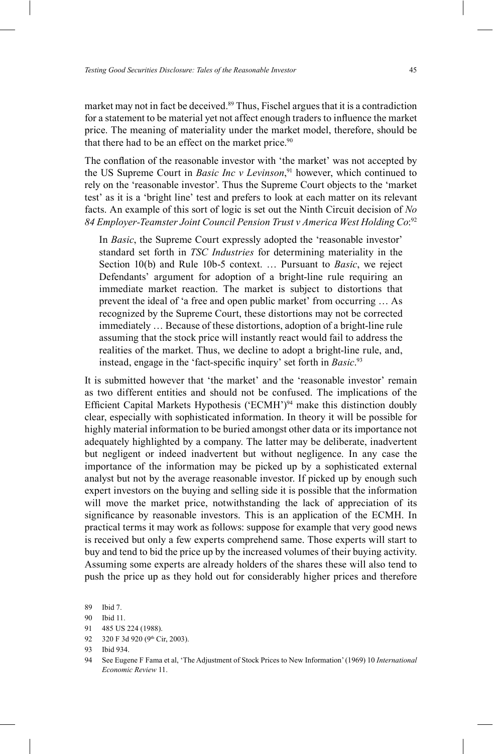market may not in fact be deceived.[89] Thus, Fischel argues that it is a contradiction for a statement to be material yet not affect enough traders to influence the market price. The meaning of materiality under the market model, therefore, should be that there had to be an effect on the market price.[90]

The conflation of the reasonable investor with 'the market' was not accepted by the US Supreme Court in *Basic Inc v Levinson*,[91] however, which continued to rely on the 'reasonable investor'. Thus the Supreme Court objects to the 'market test' as it is a 'bright line' test and prefers to look at each matter on its relevant facts. An example of this sort of logic is set out the Ninth Circuit decision of *No 84 Employer-Teamster Joint Council Pension Trust v America West Holding Co*:[92]

> In *Basic*, the Supreme Court expressly adopted the 'reasonable investor' standard set forth in *TSC Industries* for determining materiality in the Section 10(b) and Rule 10b-5 context. … Pursuant to *Basic*, we reject Defendants' argument for adoption of a bright-line rule requiring an immediate market reaction. The market is subject to distortions that prevent the ideal of 'a free and open public market' from occurring … As recognized by the Supreme Court, these distortions may not be corrected immediately … Because of these distortions, adoption of a bright-line rule assuming that the stock price will instantly react would fail to address the realities of the market. Thus, we decline to adopt a bright-line rule, and, instead, engage in the 'fact-specific inquiry' set forth in *Basic*.[93]

It is submitted however that 'the market' and the 'reasonable investor' remain as two different entities and should not be confused. The implications of the Efficient Capital Markets Hypothesis ('ECMH')[94] make this distinction doubly clear, especially with sophisticated information. In theory it will be possible for highly material information to be buried amongst other data or its importance not adequately highlighted by a company. The latter may be deliberate, inadvertent but negligent or indeed inadvertent but without negligence. In any case the importance of the information may be picked up by a sophisticated external analyst but not by the average reasonable investor. If picked up by enough such expert investors on the buying and selling side it is possible that the information will move the market price, notwithstanding the lack of appreciation of its significance by reasonable investors. This is an application of the ECMH. In practical terms it may work as follows: suppose for example that very good news is received but only a few experts comprehend same. Those experts will start to buy and tend to bid the price up by the increased volumes of their buying activity. Assuming some experts are already holders of the shares these will also tend to push the price up as they hold out for considerably higher prices and therefore

89 Ibid 7.

90 Ibid 11.

91 485 US 224 (1988).

92 320 F 3d 920 (9th Cir, 2003).

93 Ibid 934.

94 See Eugene F Fama et al, 'The Adjustment of Stock Prices to New Information' (1969) 10 *International Economic Review* 11.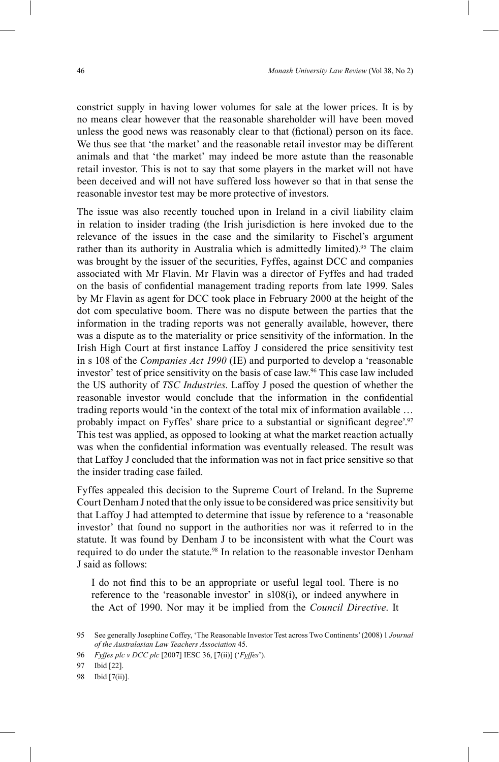constrict supply in having lower volumes for sale at the lower prices. It is by no means clear however that the reasonable shareholder will have been moved unless the good news was reasonably clear to that (fictional) person on its face. We thus see that 'the market' and the reasonable retail investor may be different animals and that 'the market' may indeed be more astute than the reasonable retail investor. This is not to say that some players in the market will not have been deceived and will not have suffered loss however so that in that sense the reasonable investor test may be more protective of investors.

The issue was also recently touched upon in Ireland in a civil liability claim in relation to insider trading (the Irish jurisdiction is here invoked due to the relevance of the issues in the case and the similarity to Fischel's argument rather than its authority in Australia which is admittedly limited).[95] The claim was brought by the issuer of the securities, Fyffes, against DCC and companies associated with Mr Flavin. Mr Flavin was a director of Fyffes and had traded on the basis of confidential management trading reports from late 1999. Sales by Mr Flavin as agent for DCC took place in February 2000 at the height of the dot com speculative boom. There was no dispute between the parties that the information in the trading reports was not generally available, however, there was a dispute as to the materiality or price sensitivity of the information. In the Irish High Court at first instance Laffoy J considered the price sensitivity test in s 108 of the *Companies Act 1990* (IE) and purported to develop a 'reasonable investor' test of price sensitivity on the basis of case law.[96] This case law included the US authority of *TSC Industries*. Laffoy J posed the question of whether the reasonable investor would conclude that the information in the confidential trading reports would 'in the context of the total mix of information available … probably impact on Fyffes' share price to a substantial or significant degree'.[97] This test was applied, as opposed to looking at what the market reaction actually was when the confidential information was eventually released. The result was that Laffoy J concluded that the information was not in fact price sensitive so that the insider trading case failed.

Fyffes appealed this decision to the Supreme Court of Ireland. In the Supreme Court Denham J noted that the only issue to be considered was price sensitivity but that Laffoy J had attempted to determine that issue by reference to a 'reasonable investor' that found no support in the authorities nor was it referred to in the statute. It was found by Denham J to be inconsistent with what the Court was required to do under the statute.[98] In relation to the reasonable investor Denham J said as follows:

> I do not find this to be an appropriate or useful legal tool. There is no reference to the 'reasonable investor' in s108(i), or indeed anywhere in the Act of 1990. Nor may it be implied from the *Council Directive*. It

---

95 See generally Josephine Coffey, 'The Reasonable Investor Test across Two Continents' (2008) 1 *Journal of the Australasian Law Teachers Association* 45.

96 *Fyffes plc v DCC plc* [2007] IESC 36, [7(ii)] ('*Fyffes*').

97 Ibid [22].

98 Ibid [7(ii)].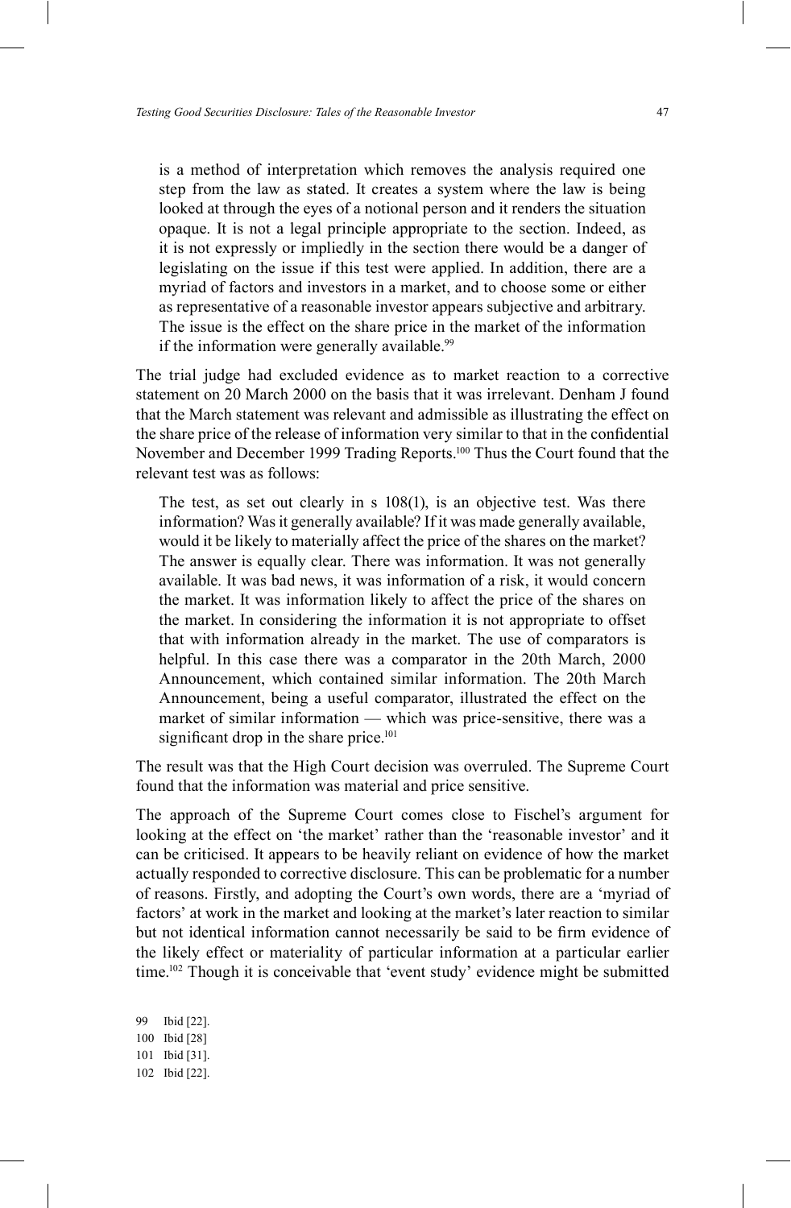> is a method of interpretation which removes the analysis required one step from the law as stated. It creates a system where the law is being looked at through the eyes of a notional person and it renders the situation opaque. It is not a legal principle appropriate to the section. Indeed, as it is not expressly or impliedly in the section there would be a danger of legislating on the issue if this test were applied. In addition, there are a myriad of factors and investors in a market, and to choose some or either as representative of a reasonable investor appears subjective and arbitrary. The issue is the effect on the share price in the market of the information if the information were generally available.[99]

The trial judge had excluded evidence as to market reaction to a corrective statement on 20 March 2000 on the basis that it was irrelevant. Denham J found that the March statement was relevant and admissible as illustrating the effect on the share price of the release of information very similar to that in the confidential November and December 1999 Trading Reports.[100] Thus the Court found that the relevant test was as follows:

> The test, as set out clearly in s 108(1), is an objective test. Was there information? Was it generally available? If it was made generally available, would it be likely to materially affect the price of the shares on the market? The answer is equally clear. There was information. It was not generally available. It was bad news, it was information of a risk, it would concern the market. It was information likely to affect the price of the shares on the market. In considering the information it is not appropriate to offset that with information already in the market. The use of comparators is helpful. In this case there was a comparator in the 20th March, 2000 Announcement, which contained similar information. The 20th March Announcement, being a useful comparator, illustrated the effect on the market of similar information — which was price-sensitive, there was a significant drop in the share price.[101]

The result was that the High Court decision was overruled. The Supreme Court found that the information was material and price sensitive.

The approach of the Supreme Court comes close to Fischel's argument for looking at the effect on 'the market' rather than the 'reasonable investor' and it can be criticised. It appears to be heavily reliant on evidence of how the market actually responded to corrective disclosure. This can be problematic for a number of reasons. Firstly, and adopting the Court's own words, there are a 'myriad of factors' at work in the market and looking at the market's later reaction to similar but not identical information cannot necessarily be said to be firm evidence of the likely effect or materiality of particular information at a particular earlier time.[102] Though it is conceivable that 'event study' evidence might be submitted

99 Ibid [22].

100 Ibid [28]

101 Ibid [31].

102 Ibid [22].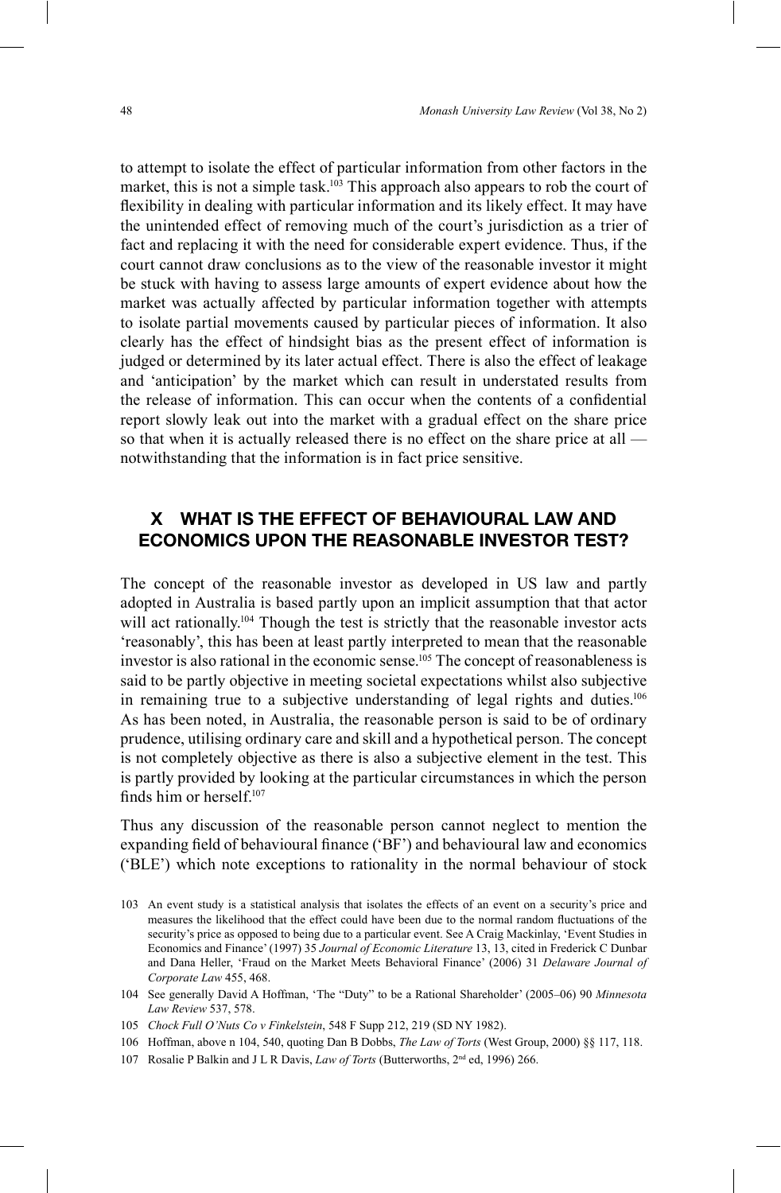to attempt to isolate the effect of particular information from other factors in the market, this is not a simple task.[103] This approach also appears to rob the court of flexibility in dealing with particular information and its likely effect. It may have the unintended effect of removing much of the court's jurisdiction as a trier of fact and replacing it with the need for considerable expert evidence. Thus, if the court cannot draw conclusions as to the view of the reasonable investor it might be stuck with having to assess large amounts of expert evidence about how the market was actually affected by particular information together with attempts to isolate partial movements caused by particular pieces of information. It also clearly has the effect of hindsight bias as the present effect of information is judged or determined by its later actual effect. There is also the effect of leakage and 'anticipation' by the market which can result in understated results from the release of information. This can occur when the contents of a confidential report slowly leak out into the market with a gradual effect on the share price so that when it is actually released there is no effect on the share price at all — notwithstanding that the information is in fact price sensitive.

## X WHAT IS THE EFFECT OF BEHAVIOURAL LAW AND ECONOMICS UPON THE REASONABLE INVESTOR TEST?

The concept of the reasonable investor as developed in US law and partly adopted in Australia is based partly upon an implicit assumption that that actor will act rationally.[104] Though the test is strictly that the reasonable investor acts 'reasonably', this has been at least partly interpreted to mean that the reasonable investor is also rational in the economic sense.[105] The concept of reasonableness is said to be partly objective in meeting societal expectations whilst also subjective in remaining true to a subjective understanding of legal rights and duties.[106] As has been noted, in Australia, the reasonable person is said to be of ordinary prudence, utilising ordinary care and skill and a hypothetical person. The concept is not completely objective as there is also a subjective element in the test. This is partly provided by looking at the particular circumstances in which the person finds him or herself.[107]

Thus any discussion of the reasonable person cannot neglect to mention the expanding field of behavioural finance ('BF') and behavioural law and economics ('BLE') which note exceptions to rationality in the normal behaviour of stock

103 An event study is a statistical analysis that isolates the effects of an event on a security's price and measures the likelihood that the effect could have been due to the normal random fluctuations of the security's price as opposed to being due to a particular event. See A Craig Mackinlay, 'Event Studies in Economics and Finance' (1997) 35 *Journal of Economic Literature* 13, 13, cited in Frederick C Dunbar and Dana Heller, 'Fraud on the Market Meets Behavioral Finance' (2006) 31 *Delaware Journal of Corporate Law* 455, 468.

104 See generally David A Hoffman, 'The "Duty" to be a Rational Shareholder' (2005–06) 90 *Minnesota Law Review* 537, 578.

105 *Chock Full O'Nuts Co v Finkelstein*, 548 F Supp 212, 219 (SD NY 1982).

106 Hoffman, above n 104, 540, quoting Dan B Dobbs, *The Law of Torts* (West Group, 2000) §§ 117, 118.

107 Rosalie P Balkin and J L R Davis, *Law of Torts* (Butterworths, 2nd ed, 1996) 266.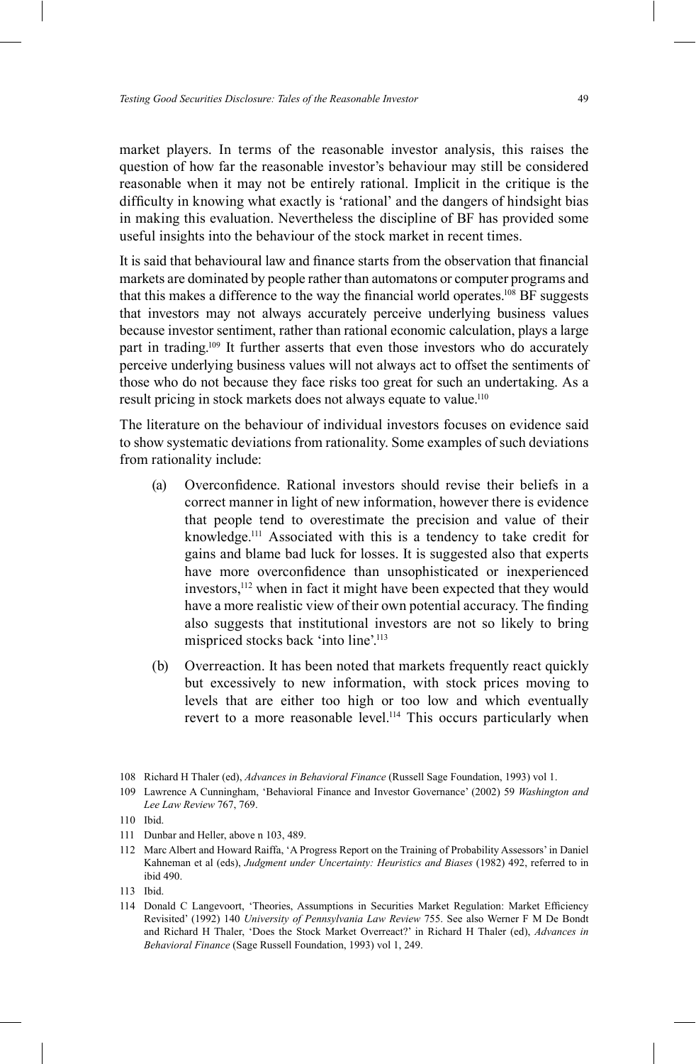market players. In terms of the reasonable investor analysis, this raises the question of how far the reasonable investor's behaviour may still be considered reasonable when it may not be entirely rational. Implicit in the critique is the difficulty in knowing what exactly is 'rational' and the dangers of hindsight bias in making this evaluation. Nevertheless the discipline of BF has provided some useful insights into the behaviour of the stock market in recent times.

It is said that behavioural law and finance starts from the observation that financial markets are dominated by people rather than automatons or computer programs and that this makes a difference to the way the financial world operates.[108] BF suggests that investors may not always accurately perceive underlying business values because investor sentiment, rather than rational economic calculation, plays a large part in trading.[109] It further asserts that even those investors who do accurately perceive underlying business values will not always act to offset the sentiments of those who do not because they face risks too great for such an undertaking. As a result pricing in stock markets does not always equate to value.[110]

The literature on the behaviour of individual investors focuses on evidence said to show systematic deviations from rationality. Some examples of such deviations from rationality include:

(a) Overconfidence. Rational investors should revise their beliefs in a correct manner in light of new information, however there is evidence that people tend to overestimate the precision and value of their knowledge.[111] Associated with this is a tendency to take credit for gains and blame bad luck for losses. It is suggested also that experts have more overconfidence than unsophisticated or inexperienced investors,[112] when in fact it might have been expected that they would have a more realistic view of their own potential accuracy. The finding also suggests that institutional investors are not so likely to bring mispriced stocks back 'into line'.[113]

(b) Overreaction. It has been noted that markets frequently react quickly but excessively to new information, with stock prices moving to levels that are either too high or too low and which eventually revert to a more reasonable level.[114] This occurs particularly when

---

108 Richard H Thaler (ed), *Advances in Behavioral Finance* (Russell Sage Foundation, 1993) vol 1.

109 Lawrence A Cunningham, 'Behavioral Finance and Investor Governance' (2002) 59 *Washington and Lee Law Review* 767, 769.

110 Ibid.

111 Dunbar and Heller, above n 103, 489.

112 Marc Albert and Howard Raiffa, 'A Progress Report on the Training of Probability Assessors' in Daniel Kahneman et al (eds), *Judgment under Uncertainty: Heuristics and Biases* (1982) 492, referred to in ibid 490.

113 Ibid.

114 Donald C Langevoort, 'Theories, Assumptions in Securities Market Regulation: Market Efficiency Revisited' (1992) 140 *University of Pennsylvania Law Review* 755. See also Werner F M De Bondt and Richard H Thaler, 'Does the Stock Market Overreact?' in Richard H Thaler (ed), *Advances in Behavioral Finance* (Sage Russell Foundation, 1993) vol 1, 249.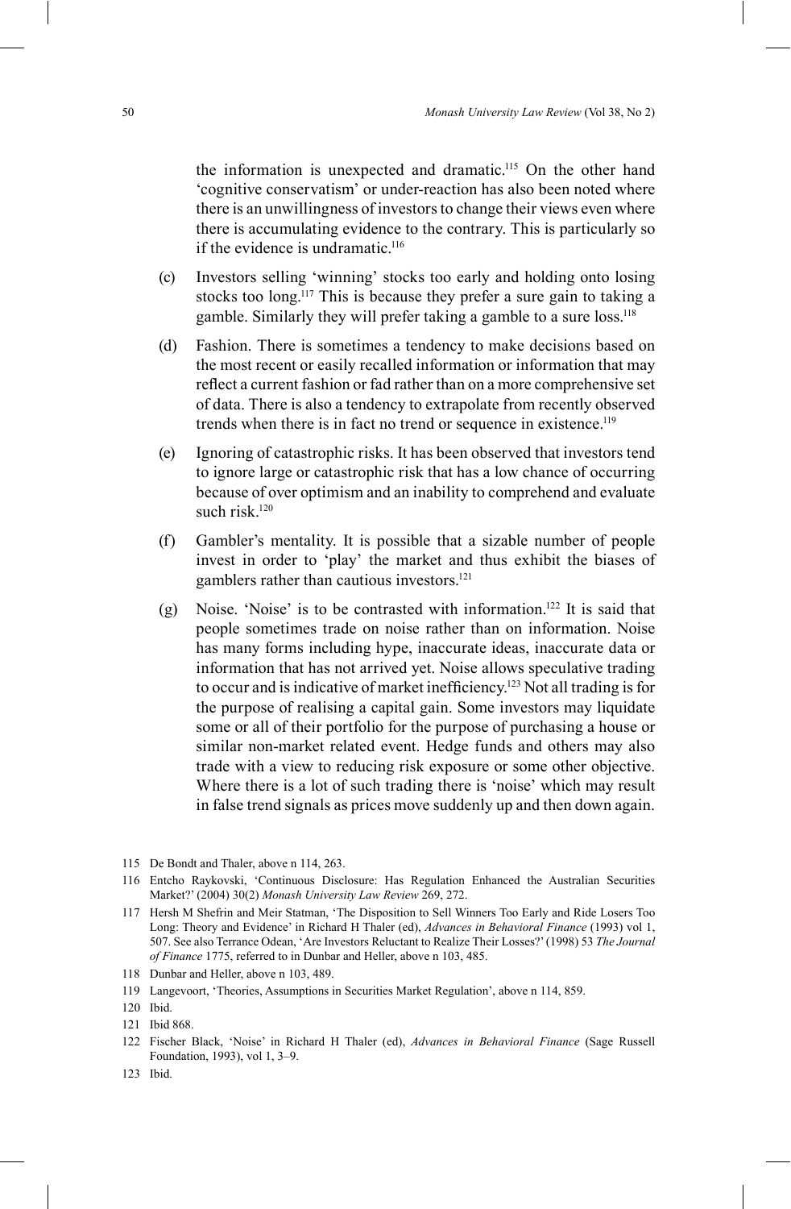the information is unexpected and dramatic.[115] On the other hand 'cognitive conservatism' or under-reaction has also been noted where there is an unwillingness of investors to change their views even where there is accumulating evidence to the contrary. This is particularly so if the evidence is undramatic.[116]

(c) Investors selling 'winning' stocks too early and holding onto losing stocks too long.[117] This is because they prefer a sure gain to taking a gamble. Similarly they will prefer taking a gamble to a sure loss.[118]

(d) Fashion. There is sometimes a tendency to make decisions based on the most recent or easily recalled information or information that may reflect a current fashion or fad rather than on a more comprehensive set of data. There is also a tendency to extrapolate from recently observed trends when there is in fact no trend or sequence in existence.[119]

(e) Ignoring of catastrophic risks. It has been observed that investors tend to ignore large or catastrophic risk that has a low chance of occurring because of over optimism and an inability to comprehend and evaluate such risk.[120]

(f) Gambler's mentality. It is possible that a sizable number of people invest in order to 'play' the market and thus exhibit the biases of gamblers rather than cautious investors.[121]

(g) Noise. 'Noise' is to be contrasted with information.[122] It is said that people sometimes trade on noise rather than on information. Noise has many forms including hype, inaccurate ideas, inaccurate data or information that has not arrived yet. Noise allows speculative trading to occur and is indicative of market inefficiency.[123] Not all trading is for the purpose of realising a capital gain. Some investors may liquidate some or all of their portfolio for the purpose of purchasing a house or similar non-market related event. Hedge funds and others may also trade with a view to reducing risk exposure or some other objective. Where there is a lot of such trading there is 'noise' which may result in false trend signals as prices move suddenly up and then down again.

115 De Bondt and Thaler, above n 114, 263.

116 Entcho Raykovski, 'Continuous Disclosure: Has Regulation Enhanced the Australian Securities Market?' (2004) 30(2) *Monash University Law Review* 269, 272.

117 Hersh M Shefrin and Meir Statman, 'The Disposition to Sell Winners Too Early and Ride Losers Too Long: Theory and Evidence' in Richard H Thaler (ed), *Advances in Behavioral Finance* (1993) vol 1, 507. See also Terrance Odean, 'Are Investors Reluctant to Realize Their Losses?' (1998) 53 *The Journal of Finance* 1775, referred to in Dunbar and Heller, above n 103, 485.

118 Dunbar and Heller, above n 103, 489.

119 Langevoort, 'Theories, Assumptions in Securities Market Regulation', above n 114, 859.

120 Ibid.

121 Ibid 868.

122 Fischer Black, 'Noise' in Richard H Thaler (ed), *Advances in Behavioral Finance* (Sage Russell Foundation, 1993), vol 1, 3–9.

123 Ibid.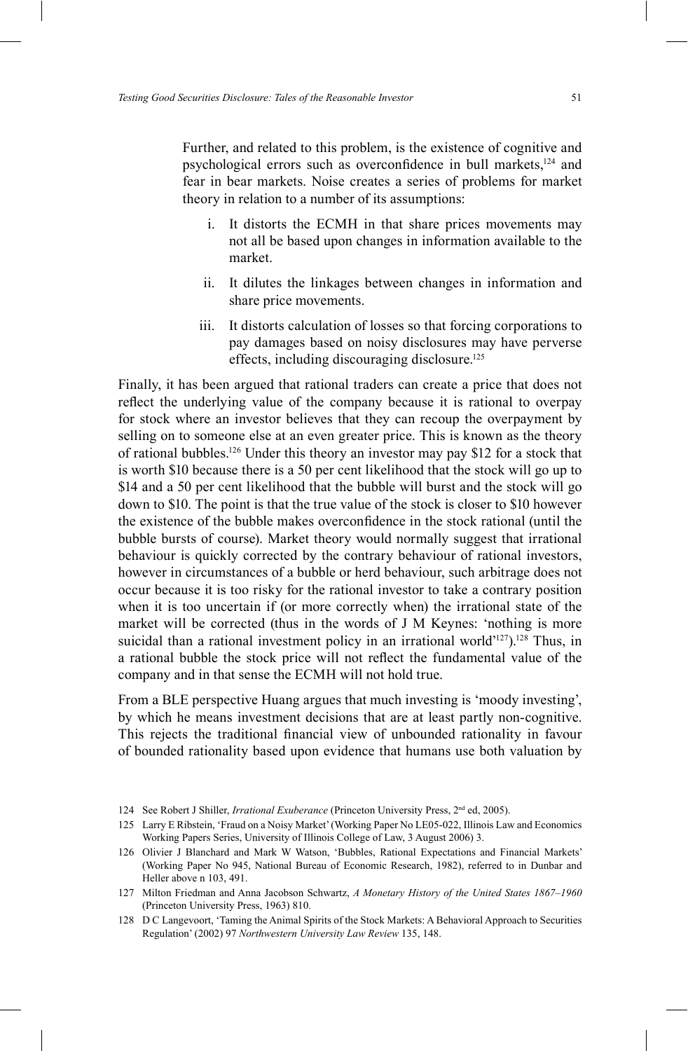Further, and related to this problem, is the existence of cognitive and psychological errors such as overconfidence in bull markets,[124] and fear in bear markets. Noise creates a series of problems for market theory in relation to a number of its assumptions:

i. It distorts the ECMH in that share prices movements may not all be based upon changes in information available to the market.

ii. It dilutes the linkages between changes in information and share price movements.

iii. It distorts calculation of losses so that forcing corporations to pay damages based on noisy disclosures may have perverse effects, including discouraging disclosure.[125]

Finally, it has been argued that rational traders can create a price that does not reflect the underlying value of the company because it is rational to overpay for stock where an investor believes that they can recoup the overpayment by selling on to someone else at an even greater price. This is known as the theory of rational bubbles.[126] Under this theory an investor may pay $12 for a stock that is worth $10 because there is a 50 per cent likelihood that the stock will go up to $14 and a 50 per cent likelihood that the bubble will burst and the stock will go down to $10. The point is that the true value of the stock is closer to $10 however the existence of the bubble makes overconfidence in the stock rational (until the bubble bursts of course). Market theory would normally suggest that irrational behaviour is quickly corrected by the contrary behaviour of rational investors, however in circumstances of a bubble or herd behaviour, such arbitrage does not occur because it is too risky for the rational investor to take a contrary position when it is too uncertain if (or more correctly when) the irrational state of the market will be corrected (thus in the words of J M Keynes: 'nothing is more suicidal than a rational investment policy in an irrational world'[127]).[128] Thus, in a rational bubble the stock price will not reflect the fundamental value of the company and in that sense the ECMH will not hold true.

From a BLE perspective Huang argues that much investing is 'moody investing', by which he means investment decisions that are at least partly non-cognitive. This rejects the traditional financial view of unbounded rationality in favour of bounded rationality based upon evidence that humans use both valuation by

124 See Robert J Shiller, *Irrational Exuberance* (Princeton University Press, 2nd ed, 2005).

125 Larry E Ribstein, 'Fraud on a Noisy Market' (Working Paper No LE05-022, Illinois Law and Economics Working Papers Series, University of Illinois College of Law, 3 August 2006) 3.

126 Olivier J Blanchard and Mark W Watson, 'Bubbles, Rational Expectations and Financial Markets' (Working Paper No 945, National Bureau of Economic Research, 1982), referred to in Dunbar and Heller above n 103, 491.

127 Milton Friedman and Anna Jacobson Schwartz, *A Monetary History of the United States 1867–1960* (Princeton University Press, 1963) 810.

128 D C Langevoort, 'Taming the Animal Spirits of the Stock Markets: A Behavioral Approach to Securities Regulation' (2002) 97 *Northwestern University Law Review* 135, 148.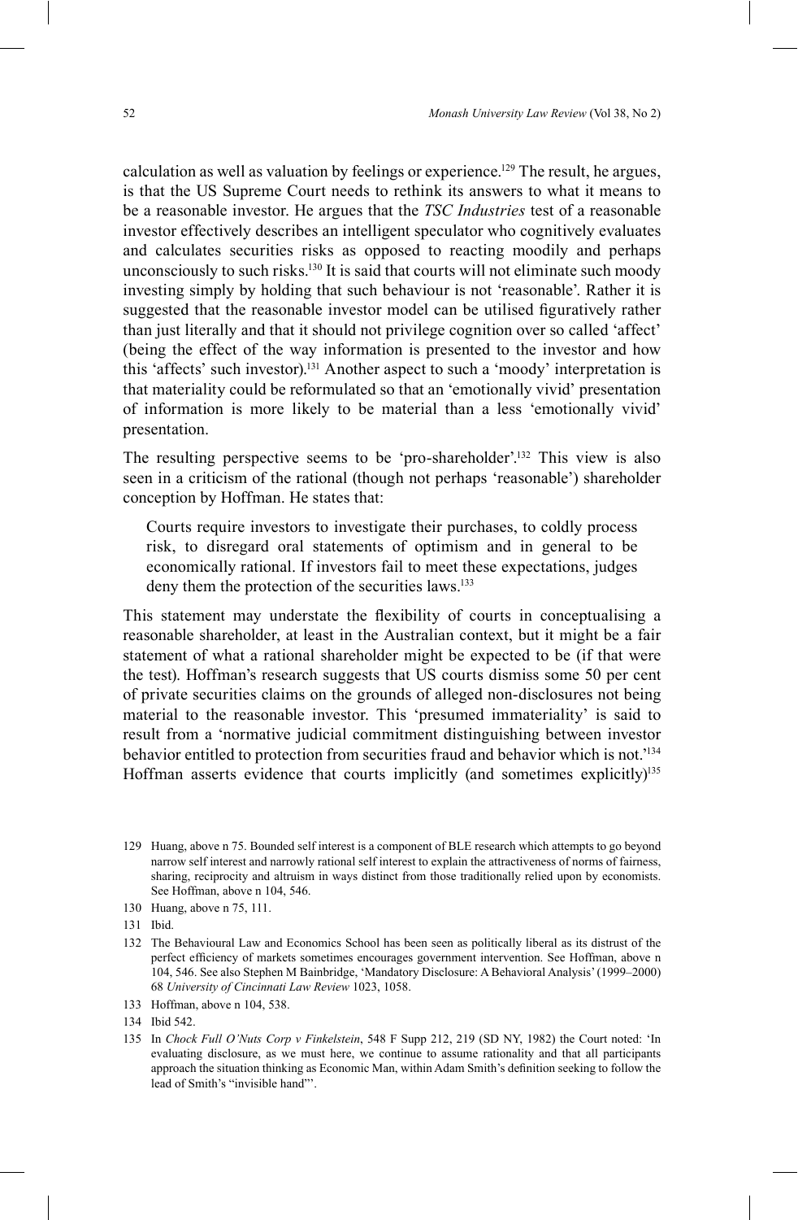calculation as well as valuation by feelings or experience.[129] The result, he argues, is that the US Supreme Court needs to rethink its answers to what it means to be a reasonable investor. He argues that the *TSC Industries* test of a reasonable investor effectively describes an intelligent speculator who cognitively evaluates and calculates securities risks as opposed to reacting moodily and perhaps unconsciously to such risks.[130] It is said that courts will not eliminate such moody investing simply by holding that such behaviour is not 'reasonable'. Rather it is suggested that the reasonable investor model can be utilised figuratively rather than just literally and that it should not privilege cognition over so called 'affect' (being the effect of the way information is presented to the investor and how this 'affects' such investor).[131] Another aspect to such a 'moody' interpretation is that materiality could be reformulated so that an 'emotionally vivid' presentation of information is more likely to be material than a less 'emotionally vivid' presentation.

The resulting perspective seems to be 'pro-shareholder'.[132] This view is also seen in a criticism of the rational (though not perhaps 'reasonable') shareholder conception by Hoffman. He states that:

> Courts require investors to investigate their purchases, to coldly process risk, to disregard oral statements of optimism and in general to be economically rational. If investors fail to meet these expectations, judges deny them the protection of the securities laws.[133]

This statement may understate the flexibility of courts in conceptualising a reasonable shareholder, at least in the Australian context, but it might be a fair statement of what a rational shareholder might be expected to be (if that were the test). Hoffman's research suggests that US courts dismiss some 50 per cent of private securities claims on the grounds of alleged non-disclosures not being material to the reasonable investor. This 'presumed immateriality' is said to result from a 'normative judicial commitment distinguishing between investor behavior entitled to protection from securities fraud and behavior which is not.'[134] Hoffman asserts evidence that courts implicitly (and sometimes explicitly)[135]

---

129 Huang, above n 75. Bounded self interest is a component of BLE research which attempts to go beyond narrow self interest and narrowly rational self interest to explain the attractiveness of norms of fairness, sharing, reciprocity and altruism in ways distinct from those traditionally relied upon by economists. See Hoffman, above n 104, 546.

130 Huang, above n 75, 111.

131 Ibid.

132 The Behavioural Law and Economics School has been seen as politically liberal as its distrust of the perfect efficiency of markets sometimes encourages government intervention. See Hoffman, above n 104, 546. See also Stephen M Bainbridge, 'Mandatory Disclosure: A Behavioral Analysis' (1999–2000) 68 *University of Cincinnati Law Review* 1023, 1058.

133 Hoffman, above n 104, 538.

134 Ibid 542.

135 In *Chock Full O'Nuts Corp v Finkelstein*, 548 F Supp 212, 219 (SD NY, 1982) the Court noted: 'In evaluating disclosure, as we must here, we continue to assume rationality and that all participants approach the situation thinking as Economic Man, within Adam Smith's definition seeking to follow the lead of Smith's "invisible hand"'.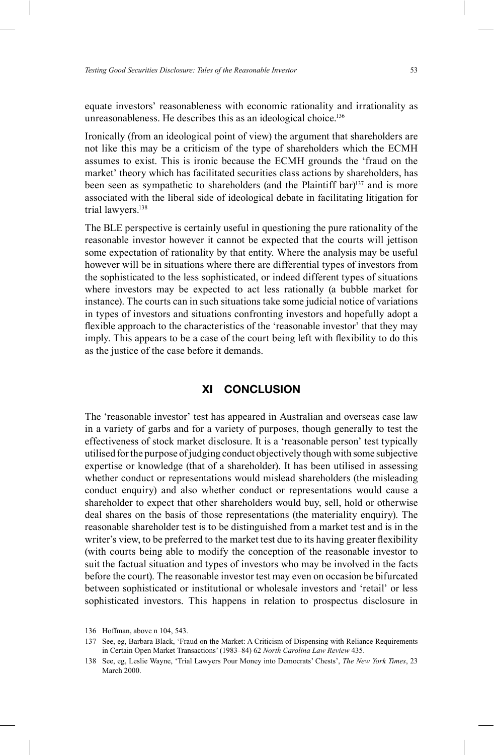equate investors' reasonableness with economic rationality and irrationality as unreasonableness. He describes this as an ideological choice.[136]

Ironically (from an ideological point of view) the argument that shareholders are not like this may be a criticism of the type of shareholders which the ECMH assumes to exist. This is ironic because the ECMH grounds the 'fraud on the market' theory which has facilitated securities class actions by shareholders, has been seen as sympathetic to shareholders (and the Plaintiff bar)[137] and is more associated with the liberal side of ideological debate in facilitating litigation for trial lawyers.[138]

The BLE perspective is certainly useful in questioning the pure rationality of the reasonable investor however it cannot be expected that the courts will jettison some expectation of rationality by that entity. Where the analysis may be useful however will be in situations where there are differential types of investors from the sophisticated to the less sophisticated, or indeed different types of situations where investors may be expected to act less rationally (a bubble market for instance). The courts can in such situations take some judicial notice of variations in types of investors and situations confronting investors and hopefully adopt a flexible approach to the characteristics of the 'reasonable investor' that they may imply. This appears to be a case of the court being left with flexibility to do this as the justice of the case before it demands.

## XI CONCLUSION

The 'reasonable investor' test has appeared in Australian and overseas case law in a variety of garbs and for a variety of purposes, though generally to test the effectiveness of stock market disclosure. It is a 'reasonable person' test typically utilised for the purpose of judging conduct objectively though with some subjective expertise or knowledge (that of a shareholder). It has been utilised in assessing whether conduct or representations would mislead shareholders (the misleading conduct enquiry) and also whether conduct or representations would cause a shareholder to expect that other shareholders would buy, sell, hold or otherwise deal shares on the basis of those representations (the materiality enquiry). The reasonable shareholder test is to be distinguished from a market test and is in the writer's view, to be preferred to the market test due to its having greater flexibility (with courts being able to modify the conception of the reasonable investor to suit the factual situation and types of investors who may be involved in the facts before the court). The reasonable investor test may even on occasion be bifurcated between sophisticated or institutional or wholesale investors and 'retail' or less sophisticated investors. This happens in relation to prospectus disclosure in

136 Hoffman, above n 104, 543.

137 See, eg, Barbara Black, 'Fraud on the Market: A Criticism of Dispensing with Reliance Requirements in Certain Open Market Transactions' (1983–84) 62 *North Carolina Law Review* 435.

138 See, eg, Leslie Wayne, 'Trial Lawyers Pour Money into Democrats' Chests', *The New York Times*, 23 March 2000.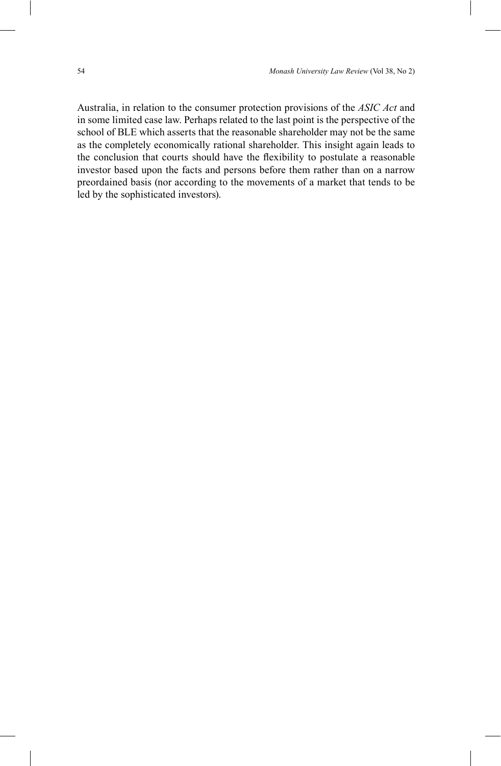Australia, in relation to the consumer protection provisions of the *ASIC Act* and in some limited case law. Perhaps related to the last point is the perspective of the school of BLE which asserts that the reasonable shareholder may not be the same as the completely economically rational shareholder. This insight again leads to the conclusion that courts should have the flexibility to postulate a reasonable investor based upon the facts and persons before them rather than on a narrow preordained basis (nor according to the movements of a market that tends to be led by the sophisticated investors).